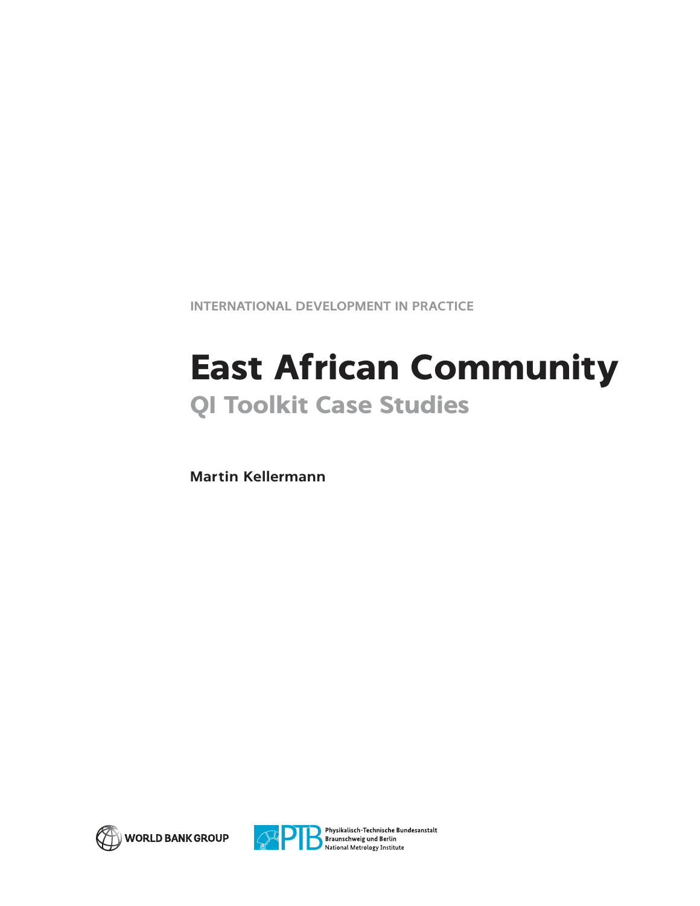INTERNATIONAL DEVELOPMENT IN PRACTICE

# East African Community

## QI Toolkit Case Studies

**Martin Kellermann**

WORLD BANK GROUP

PTB Physikalisch-Technische Bundesanstalt Braunschweig und Berlin National Metrology Institute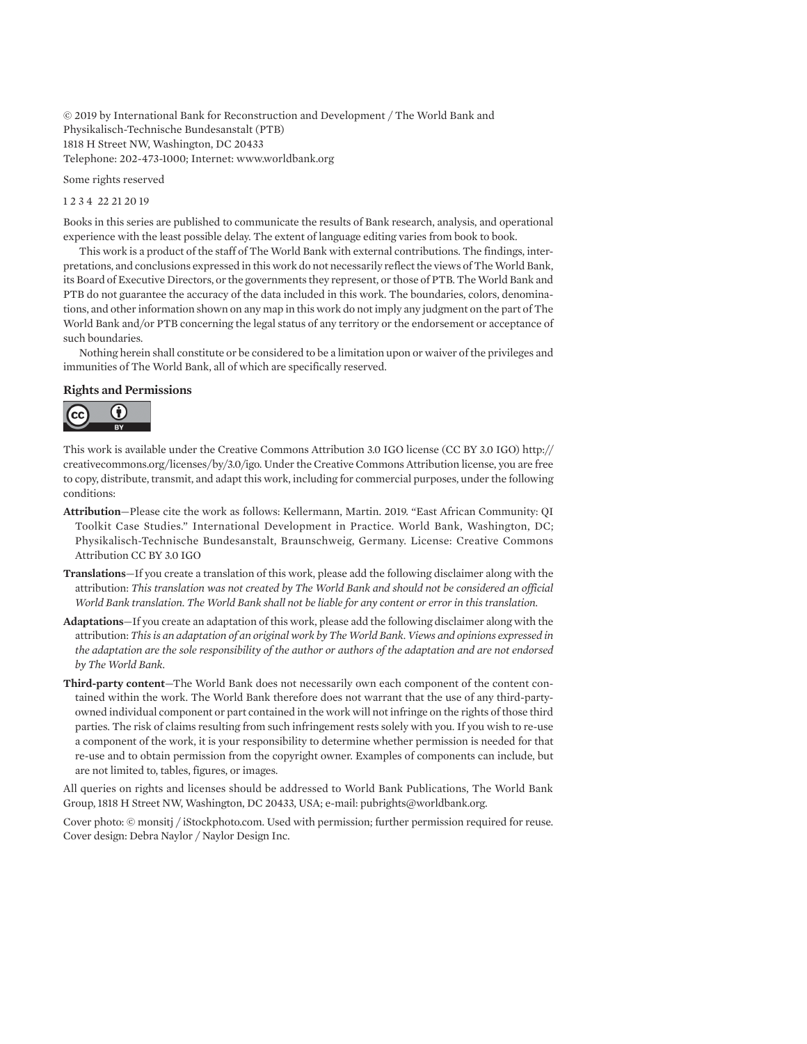© 2019 by International Bank for Reconstruction and Development / The World Bank and Physikalisch-Technische Bundesanstalt (PTB)
1818 H Street NW, Washington, DC 20433
Telephone: 202-473-1000; Internet: www.worldbank.org

Some rights reserved

1 2 3 4 22 21 20 19

Books in this series are published to communicate the results of Bank research, analysis, and operational experience with the least possible delay. The extent of language editing varies from book to book.

This work is a product of the staff of The World Bank with external contributions. The findings, interpretations, and conclusions expressed in this work do not necessarily reflect the views of The World Bank, its Board of Executive Directors, or the governments they represent, or those of PTB. The World Bank and PTB do not guarantee the accuracy of the data included in this work. The boundaries, colors, denominations, and other information shown on any map in this work do not imply any judgment on the part of The World Bank and/or PTB concerning the legal status of any territory or the endorsement or acceptance of such boundaries.

Nothing herein shall constitute or be considered to be a limitation upon or waiver of the privileges and immunities of The World Bank, all of which are specifically reserved.

**Rights and Permissions**

This work is available under the Creative Commons Attribution 3.0 IGO license (CC BY 3.0 IGO) http://creativecommons.org/licenses/by/3.0/igo. Under the Creative Commons Attribution license, you are free to copy, distribute, transmit, and adapt this work, including for commercial purposes, under the following conditions:

**Attribution**—Please cite the work as follows: Kellermann, Martin. 2019. "East African Community: QI Toolkit Case Studies." International Development in Practice. World Bank, Washington, DC; Physikalisch-Technische Bundesanstalt, Braunschweig, Germany. License: Creative Commons Attribution CC BY 3.0 IGO

**Translations**—If you create a translation of this work, please add the following disclaimer along with the attribution: *This translation was not created by The World Bank and should not be considered an official World Bank translation. The World Bank shall not be liable for any content or error in this translation.*

**Adaptations**—If you create an adaptation of this work, please add the following disclaimer along with the attribution: *This is an adaptation of an original work by The World Bank. Views and opinions expressed in the adaptation are the sole responsibility of the author or authors of the adaptation and are not endorsed by The World Bank.*

**Third-party content**—The World Bank does not necessarily own each component of the content contained within the work. The World Bank therefore does not warrant that the use of any third-party-owned individual component or part contained in the work will not infringe on the rights of those third parties. The risk of claims resulting from such infringement rests solely with you. If you wish to re-use a component of the work, it is your responsibility to determine whether permission is needed for that re-use and to obtain permission from the copyright owner. Examples of components can include, but are not limited to, tables, figures, or images.

All queries on rights and licenses should be addressed to World Bank Publications, The World Bank Group, 1818 H Street NW, Washington, DC 20433, USA; e-mail: pubrights@worldbank.org.

Cover photo: © monsitj / iStockphoto.com. Used with permission; further permission required for reuse.
Cover design: Debra Naylor / Naylor Design Inc.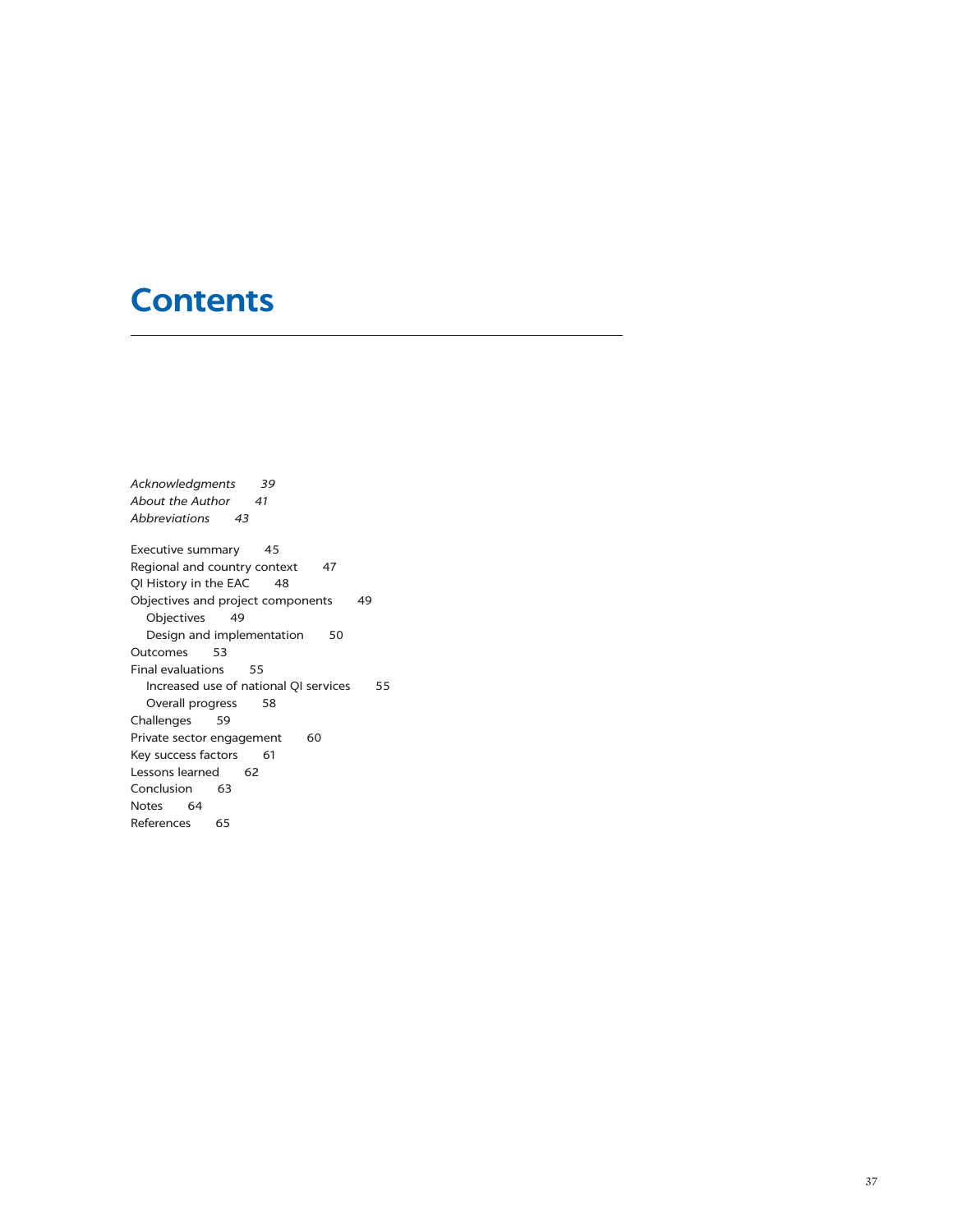# Contents

*Acknowledgments* *39*
*About the Author* *41*
*Abbreviations* *43*

Executive summary 45
Regional and country context 47
QI History in the EAC 48
Objectives and project components 49
 Objectives 49
 Design and implementation 50
Outcomes 53
Final evaluations 55
 Increased use of national QI services 55
 Overall progress 58
Challenges 59
Private sector engagement 60
Key success factors 61
Lessons learned 62
Conclusion 63
Notes 64
References 65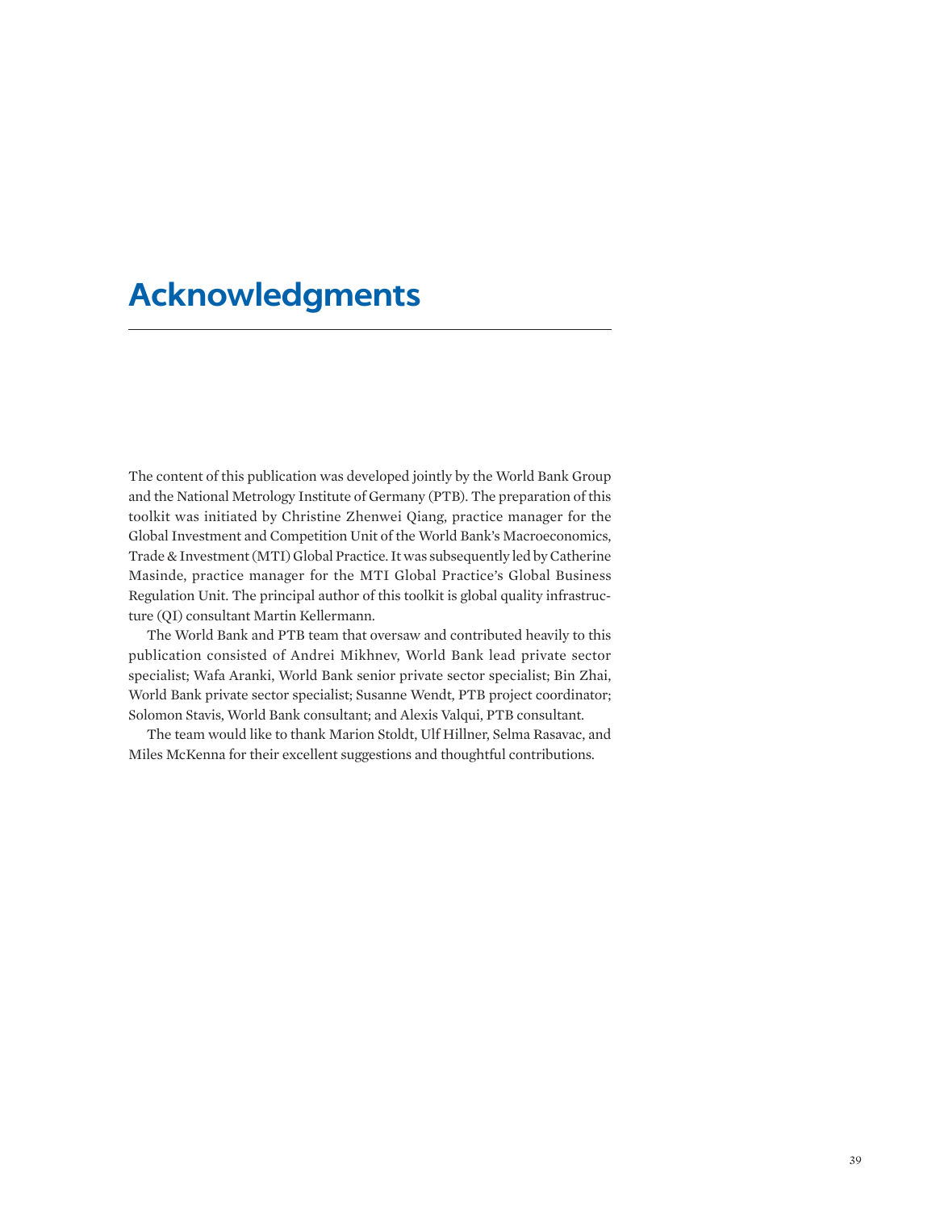# Acknowledgments

The content of this publication was developed jointly by the World Bank Group and the National Metrology Institute of Germany (PTB). The preparation of this toolkit was initiated by Christine Zhenwei Qiang, practice manager for the Global Investment and Competition Unit of the World Bank's Macroeconomics, Trade & Investment (MTI) Global Practice. It was subsequently led by Catherine Masinde, practice manager for the MTI Global Practice's Global Business Regulation Unit. The principal author of this toolkit is global quality infrastructure (QI) consultant Martin Kellermann.

The World Bank and PTB team that oversaw and contributed heavily to this publication consisted of Andrei Mikhnev, World Bank lead private sector specialist; Wafa Aranki, World Bank senior private sector specialist; Bin Zhai, World Bank private sector specialist; Susanne Wendt, PTB project coordinator; Solomon Stavis, World Bank consultant; and Alexis Valqui, PTB consultant.

The team would like to thank Marion Stoldt, Ulf Hillner, Selma Rasavac, and Miles McKenna for their excellent suggestions and thoughtful contributions.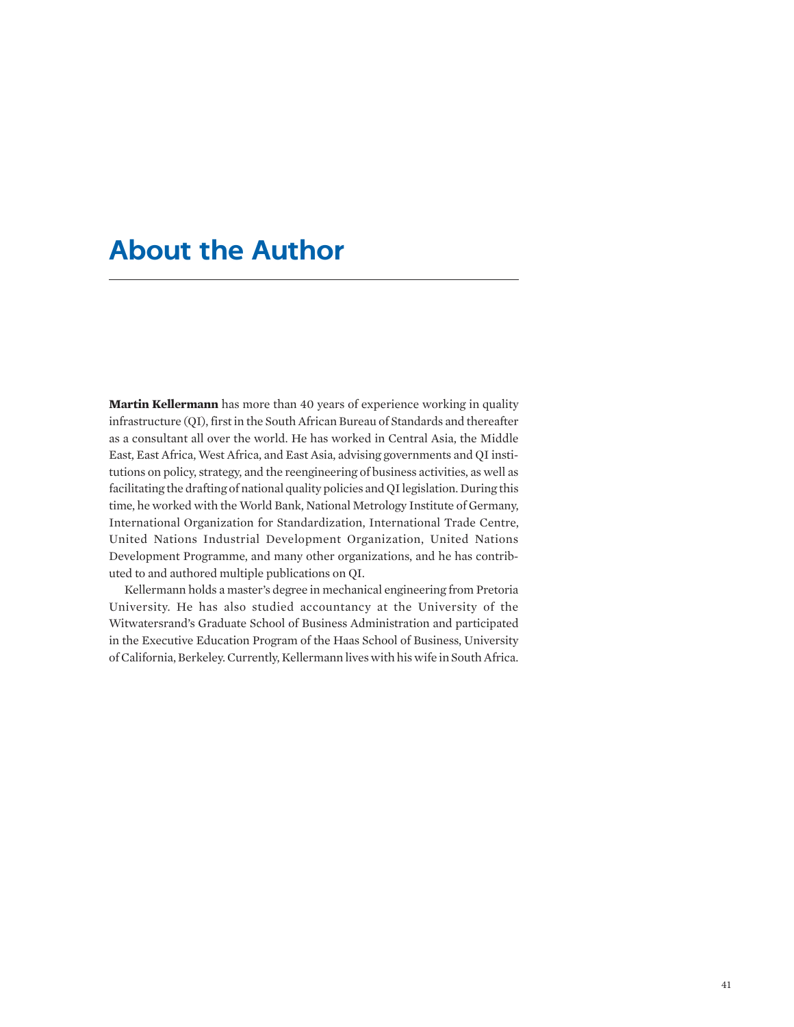# About the Author

**Martin Kellermann** has more than 40 years of experience working in quality infrastructure (QI), first in the South African Bureau of Standards and thereafter as a consultant all over the world. He has worked in Central Asia, the Middle East, East Africa, West Africa, and East Asia, advising governments and QI institutions on policy, strategy, and the reengineering of business activities, as well as facilitating the drafting of national quality policies and QI legislation. During this time, he worked with the World Bank, National Metrology Institute of Germany, International Organization for Standardization, International Trade Centre, United Nations Industrial Development Organization, United Nations Development Programme, and many other organizations, and he has contributed to and authored multiple publications on QI.

Kellermann holds a master's degree in mechanical engineering from Pretoria University. He has also studied accountancy at the University of the Witwatersrand's Graduate School of Business Administration and participated in the Executive Education Program of the Haas School of Business, University of California, Berkeley. Currently, Kellermann lives with his wife in South Africa.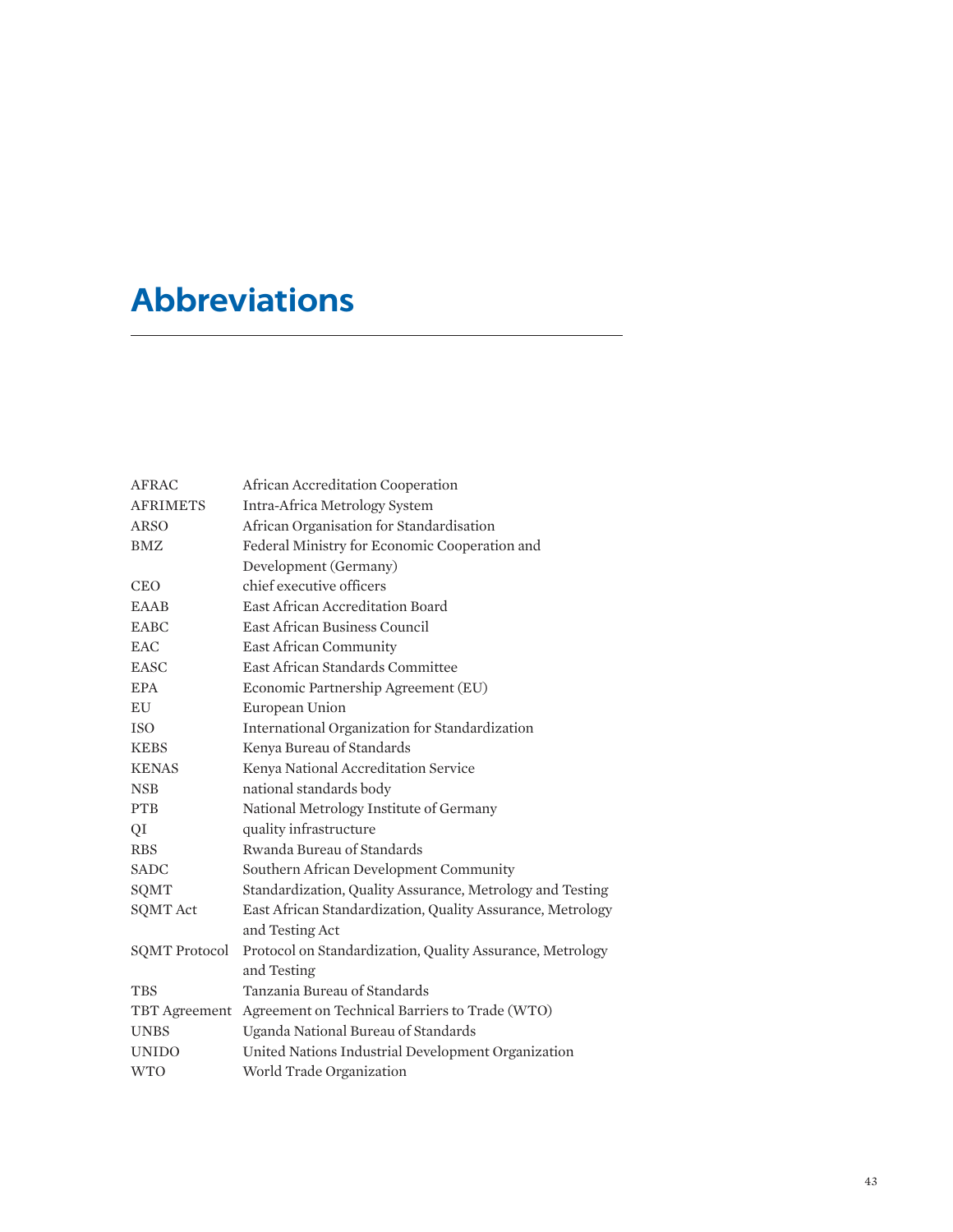# Abbreviations

| | |
|---|---|
| AFRAC | African Accreditation Cooperation |
| AFRIMETS | Intra-Africa Metrology System |
| ARSO | African Organisation for Standardisation |
| BMZ | Federal Ministry for Economic Cooperation and Development (Germany) |
| CEO | chief executive officers |
| EAAB | East African Accreditation Board |
| EABC | East African Business Council |
| EAC | East African Community |
| EASC | East African Standards Committee |
| EPA | Economic Partnership Agreement (EU) |
| EU | European Union |
| ISO | International Organization for Standardization |
| KEBS | Kenya Bureau of Standards |
| KENAS | Kenya National Accreditation Service |
| NSB | national standards body |
| PTB | National Metrology Institute of Germany |
| QI | quality infrastructure |
| RBS | Rwanda Bureau of Standards |
| SADC | Southern African Development Community |
| SQMT | Standardization, Quality Assurance, Metrology and Testing |
| SQMT Act | East African Standardization, Quality Assurance, Metrology and Testing Act |
| SQMT Protocol | Protocol on Standardization, Quality Assurance, Metrology and Testing |
| TBS | Tanzania Bureau of Standards |
| TBT Agreement | Agreement on Technical Barriers to Trade (WTO) |
| UNBS | Uganda National Bureau of Standards |
| UNIDO | United Nations Industrial Development Organization |
| WTO | World Trade Organization |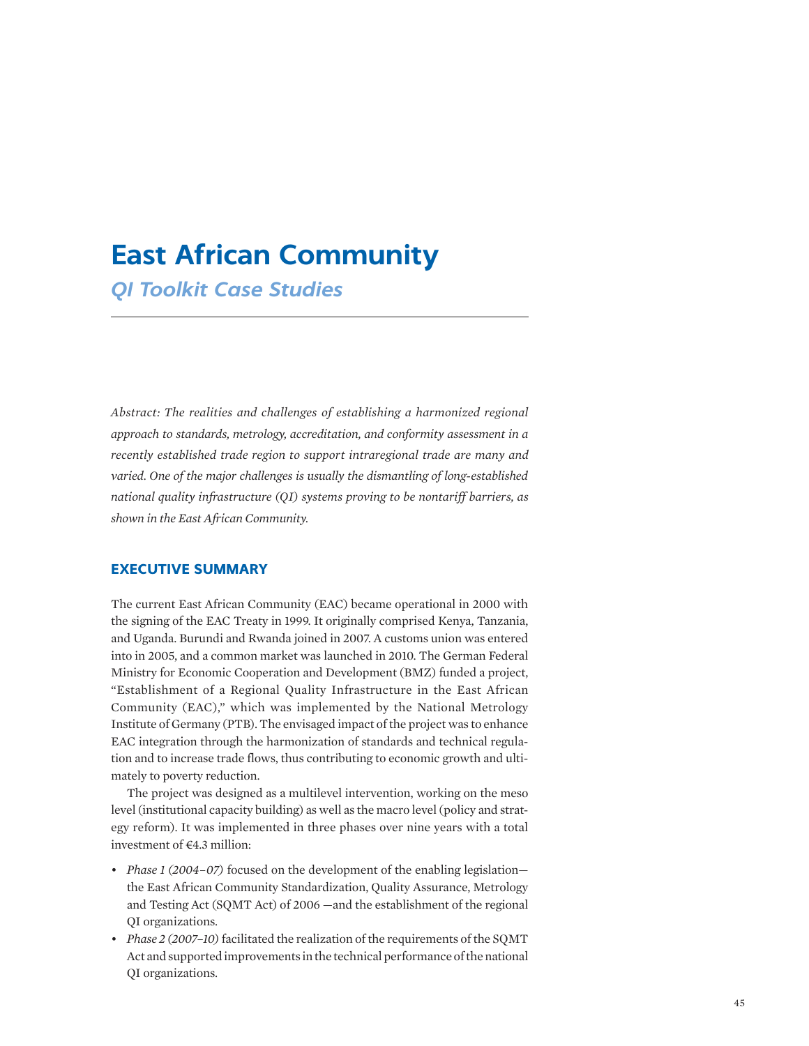# East African Community

## *QI Toolkit Case Studies*

*Abstract: The realities and challenges of establishing a harmonized regional approach to standards, metrology, accreditation, and conformity assessment in a recently established trade region to support intraregional trade are many and varied. One of the major challenges is usually the dismantling of long-established national quality infrastructure (QI) systems proving to be nontariff barriers, as shown in the East African Community.*

### EXECUTIVE SUMMARY

The current East African Community (EAC) became operational in 2000 with the signing of the EAC Treaty in 1999. It originally comprised Kenya, Tanzania, and Uganda. Burundi and Rwanda joined in 2007. A customs union was entered into in 2005, and a common market was launched in 2010. The German Federal Ministry for Economic Cooperation and Development (BMZ) funded a project, "Establishment of a Regional Quality Infrastructure in the East African Community (EAC)," which was implemented by the National Metrology Institute of Germany (PTB). The envisaged impact of the project was to enhance EAC integration through the harmonization of standards and technical regulation and to increase trade flows, thus contributing to economic growth and ultimately to poverty reduction.

The project was designed as a multilevel intervention, working on the meso level (institutional capacity building) as well as the macro level (policy and strategy reform). It was implemented in three phases over nine years with a total investment of €4.3 million:

- *Phase 1 (2004–07)* focused on the development of the enabling legislation—the East African Community Standardization, Quality Assurance, Metrology and Testing Act (SQMT Act) of 2006 —and the establishment of the regional QI organizations.
- *Phase 2 (2007–10)* facilitated the realization of the requirements of the SQMT Act and supported improvements in the technical performance of the national QI organizations.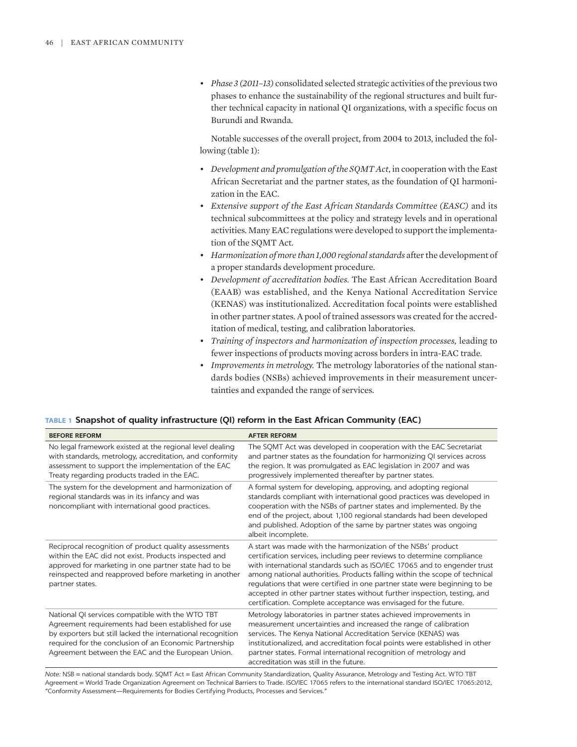- *Phase 3 (2011–13)* consolidated selected strategic activities of the previous two phases to enhance the sustainability of the regional structures and built further technical capacity in national QI organizations, with a specific focus on Burundi and Rwanda.

Notable successes of the overall project, from 2004 to 2013, included the following (table 1):

- *Development and promulgation of the SQMT Act*, in cooperation with the East African Secretariat and the partner states, as the foundation of QI harmonization in the EAC.
- *Extensive support of the East African Standards Committee (EASC)* and its technical subcommittees at the policy and strategy levels and in operational activities. Many EAC regulations were developed to support the implementation of the SQMT Act.
- *Harmonization of more than 1,000 regional standards* after the development of a proper standards development procedure.
- *Development of accreditation bodies.* The East African Accreditation Board (EAAB) was established, and the Kenya National Accreditation Service (KENAS) was institutionalized. Accreditation focal points were established in other partner states. A pool of trained assessors was created for the accreditation of medical, testing, and calibration laboratories.
- *Training of inspectors and harmonization of inspection processes,* leading to fewer inspections of products moving across borders in intra-EAC trade.
- *Improvements in metrology.* The metrology laboratories of the national standards bodies (NSBs) achieved improvements in their measurement uncertainties and expanded the range of services.

**TABLE 1 Snapshot of quality infrastructure (QI) reform in the East African Community (EAC)**

| BEFORE REFORM | AFTER REFORM |
|---|---|
| No legal framework existed at the regional level dealing with standards, metrology, accreditation, and conformity assessment to support the implementation of the EAC Treaty regarding products traded in the EAC. | The SQMT Act was developed in cooperation with the EAC Secretariat and partner states as the foundation for harmonizing QI services across the region. It was promulgated as EAC legislation in 2007 and was progressively implemented thereafter by partner states. |
| The system for the development and harmonization of regional standards was in its infancy and was noncompliant with international good practices. | A formal system for developing, approving, and adopting regional standards compliant with international good practices was developed in cooperation with the NSBs of partner states and implemented. By the end of the project, about 1,100 regional standards had been developed and published. Adoption of the same by partner states was ongoing albeit incomplete. |
| Reciprocal recognition of product quality assessments within the EAC did not exist. Products inspected and approved for marketing in one partner state had to be reinspected and reapproved before marketing in another partner states. | A start was made with the harmonization of the NSBs' product certification services, including peer reviews to determine compliance with international standards such as ISO/IEC 17065 and to engender trust among national authorities. Products falling within the scope of technical regulations that were certified in one partner state were beginning to be accepted in other partner states without further inspection, testing, and certification. Complete acceptance was envisaged for the future. |
| National QI services compatible with the WTO TBT Agreement requirements had been established for use by exporters but still lacked the international recognition required for the conclusion of an Economic Partnership Agreement between the EAC and the European Union. | Metrology laboratories in partner states achieved improvements in measurement uncertainties and increased the range of calibration services. The Kenya National Accreditation Service (KENAS) was institutionalized, and accreditation focal points were established in other partner states. Formal international recognition of metrology and accreditation was still in the future. |

*Note:* NSB = national standards body. SQMT Act = East African Community Standardization, Quality Assurance, Metrology and Testing Act. WTO TBT Agreement = World Trade Organization Agreement on Technical Barriers to Trade. ISO/IEC 17065 refers to the international standard ISO/IEC 17065:2012, "Conformity Assessment—Requirements for Bodies Certifying Products, Processes and Services."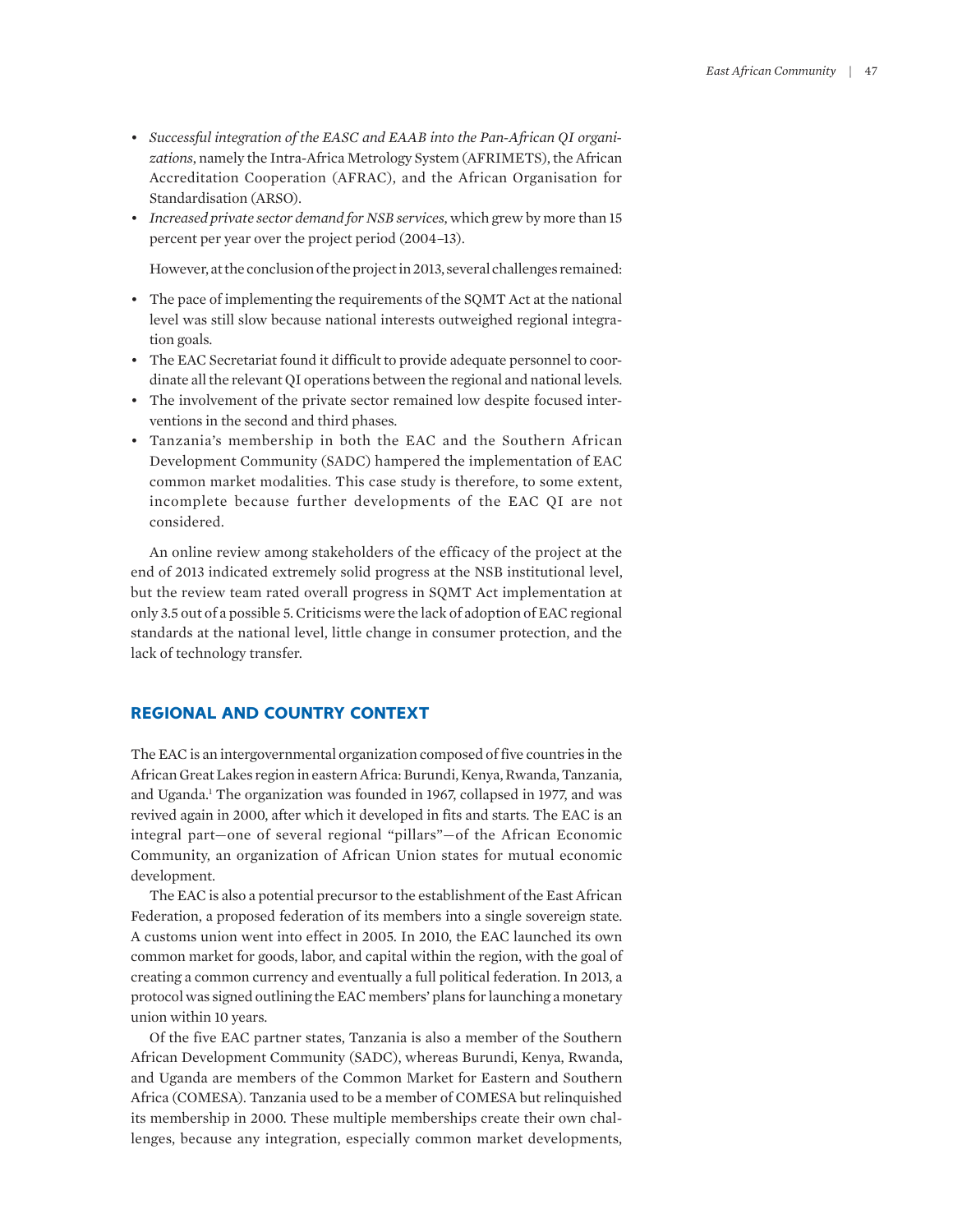- *Successful integration of the EASC and EAAB into the Pan-African QI organizations*, namely the Intra-Africa Metrology System (AFRIMETS), the African Accreditation Cooperation (AFRAC), and the African Organisation for Standardisation (ARSO).
- *Increased private sector demand for NSB services,* which grew by more than 15 percent per year over the project period (2004–13).

However, at the conclusion of the project in 2013, several challenges remained:

- The pace of implementing the requirements of the SQMT Act at the national level was still slow because national interests outweighed regional integration goals.
- The EAC Secretariat found it difficult to provide adequate personnel to coordinate all the relevant QI operations between the regional and national levels.
- The involvement of the private sector remained low despite focused interventions in the second and third phases.
- Tanzania's membership in both the EAC and the Southern African Development Community (SADC) hampered the implementation of EAC common market modalities. This case study is therefore, to some extent, incomplete because further developments of the EAC QI are not considered.

An online review among stakeholders of the efficacy of the project at the end of 2013 indicated extremely solid progress at the NSB institutional level, but the review team rated overall progress in SQMT Act implementation at only 3.5 out of a possible 5. Criticisms were the lack of adoption of EAC regional standards at the national level, little change in consumer protection, and the lack of technology transfer.

## REGIONAL AND COUNTRY CONTEXT

The EAC is an intergovernmental organization composed of five countries in the African Great Lakes region in eastern Africa: Burundi, Kenya, Rwanda, Tanzania, and Uganda.[1] The organization was founded in 1967, collapsed in 1977, and was revived again in 2000, after which it developed in fits and starts. The EAC is an integral part—one of several regional "pillars"—of the African Economic Community, an organization of African Union states for mutual economic development.

The EAC is also a potential precursor to the establishment of the East African Federation, a proposed federation of its members into a single sovereign state. A customs union went into effect in 2005. In 2010, the EAC launched its own common market for goods, labor, and capital within the region, with the goal of creating a common currency and eventually a full political federation. In 2013, a protocol was signed outlining the EAC members' plans for launching a monetary union within 10 years.

Of the five EAC partner states, Tanzania is also a member of the Southern African Development Community (SADC), whereas Burundi, Kenya, Rwanda, and Uganda are members of the Common Market for Eastern and Southern Africa (COMESA). Tanzania used to be a member of COMESA but relinquished its membership in 2000. These multiple memberships create their own challenges, because any integration, especially common market developments,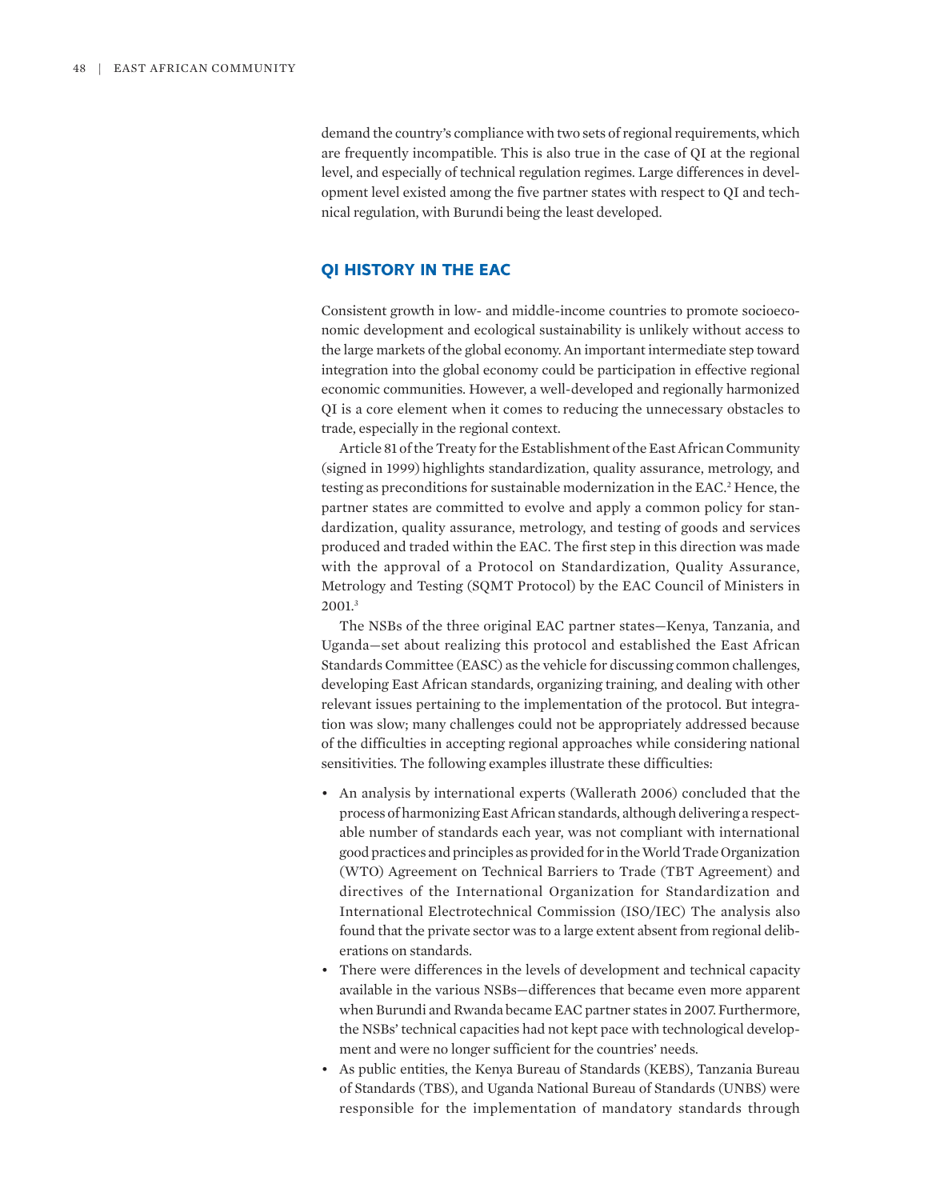demand the country's compliance with two sets of regional requirements, which are frequently incompatible. This is also true in the case of QI at the regional level, and especially of technical regulation regimes. Large differences in development level existed among the five partner states with respect to QI and technical regulation, with Burundi being the least developed.

## QI HISTORY IN THE EAC

Consistent growth in low- and middle-income countries to promote socioeconomic development and ecological sustainability is unlikely without access to the large markets of the global economy. An important intermediate step toward integration into the global economy could be participation in effective regional economic communities. However, a well-developed and regionally harmonized QI is a core element when it comes to reducing the unnecessary obstacles to trade, especially in the regional context.

Article 81 of the Treaty for the Establishment of the East African Community (signed in 1999) highlights standardization, quality assurance, metrology, and testing as preconditions for sustainable modernization in the EAC.[2] Hence, the partner states are committed to evolve and apply a common policy for standardization, quality assurance, metrology, and testing of goods and services produced and traded within the EAC. The first step in this direction was made with the approval of a Protocol on Standardization, Quality Assurance, Metrology and Testing (SQMT Protocol) by the EAC Council of Ministers in 2001.[3]

The NSBs of the three original EAC partner states—Kenya, Tanzania, and Uganda—set about realizing this protocol and established the East African Standards Committee (EASC) as the vehicle for discussing common challenges, developing East African standards, organizing training, and dealing with other relevant issues pertaining to the implementation of the protocol. But integration was slow; many challenges could not be appropriately addressed because of the difficulties in accepting regional approaches while considering national sensitivities. The following examples illustrate these difficulties:

- An analysis by international experts (Wallerath 2006) concluded that the process of harmonizing East African standards, although delivering a respectable number of standards each year, was not compliant with international good practices and principles as provided for in the World Trade Organization (WTO) Agreement on Technical Barriers to Trade (TBT Agreement) and directives of the International Organization for Standardization and International Electrotechnical Commission (ISO/IEC) The analysis also found that the private sector was to a large extent absent from regional deliberations on standards.
- There were differences in the levels of development and technical capacity available in the various NSBs—differences that became even more apparent when Burundi and Rwanda became EAC partner states in 2007. Furthermore, the NSBs' technical capacities had not kept pace with technological development and were no longer sufficient for the countries' needs.
- As public entities, the Kenya Bureau of Standards (KEBS), Tanzania Bureau of Standards (TBS), and Uganda National Bureau of Standards (UNBS) were responsible for the implementation of mandatory standards through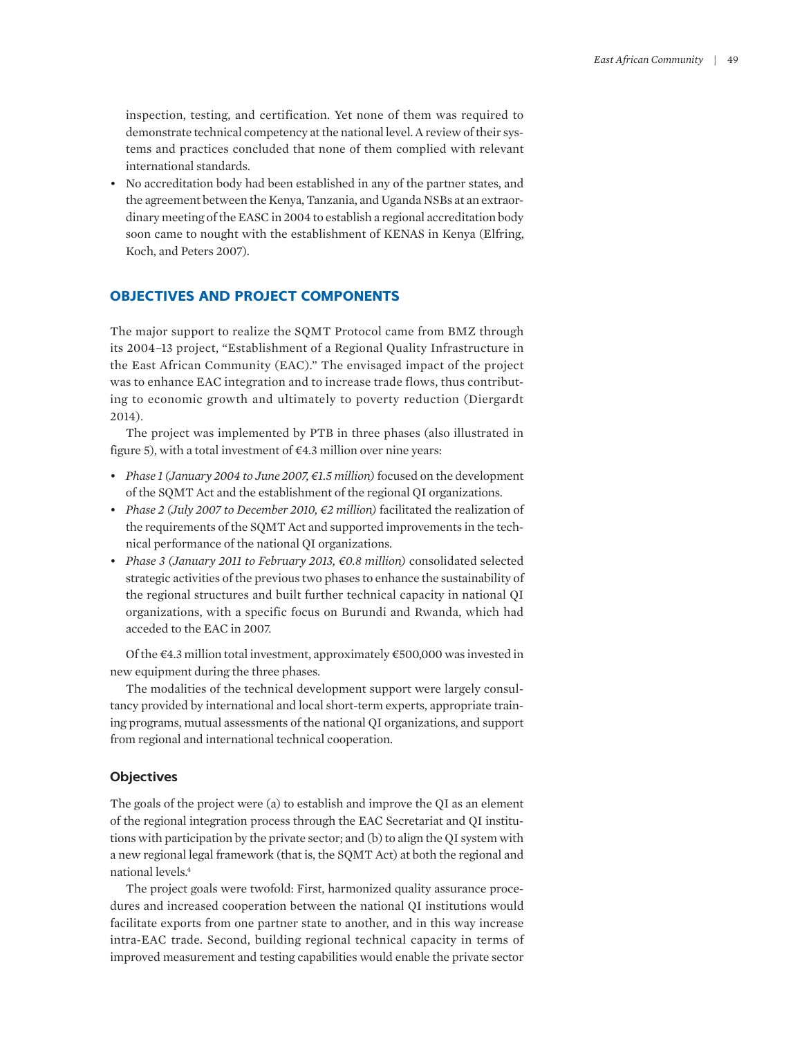inspection, testing, and certification. Yet none of them was required to demonstrate technical competency at the national level. A review of their systems and practices concluded that none of them complied with relevant international standards.

- No accreditation body had been established in any of the partner states, and the agreement between the Kenya, Tanzania, and Uganda NSBs at an extraordinary meeting of the EASC in 2004 to establish a regional accreditation body soon came to nought with the establishment of KENAS in Kenya (Elfring, Koch, and Peters 2007).

## OBJECTIVES AND PROJECT COMPONENTS

The major support to realize the SQMT Protocol came from BMZ through its 2004–13 project, "Establishment of a Regional Quality Infrastructure in the East African Community (EAC)." The envisaged impact of the project was to enhance EAC integration and to increase trade flows, thus contributing to economic growth and ultimately to poverty reduction (Diergardt 2014).

The project was implemented by PTB in three phases (also illustrated in figure 5), with a total investment of €4.3 million over nine years:

- *Phase 1 (January 2004 to June 2007, €1.5 million)* focused on the development of the SQMT Act and the establishment of the regional QI organizations.
- *Phase 2 (July 2007 to December 2010, €2 million)* facilitated the realization of the requirements of the SQMT Act and supported improvements in the technical performance of the national QI organizations.
- *Phase 3 (January 2011 to February 2013, €0.8 million)* consolidated selected strategic activities of the previous two phases to enhance the sustainability of the regional structures and built further technical capacity in national QI organizations, with a specific focus on Burundi and Rwanda, which had acceded to the EAC in 2007.

Of the €4.3 million total investment, approximately €500,000 was invested in new equipment during the three phases.

The modalities of the technical development support were largely consultancy provided by international and local short-term experts, appropriate training programs, mutual assessments of the national QI organizations, and support from regional and international technical cooperation.

### Objectives

The goals of the project were (a) to establish and improve the QI as an element of the regional integration process through the EAC Secretariat and QI institutions with participation by the private sector; and (b) to align the QI system with a new regional legal framework (that is, the SQMT Act) at both the regional and national levels.[4]

The project goals were twofold: First, harmonized quality assurance procedures and increased cooperation between the national QI institutions would facilitate exports from one partner state to another, and in this way increase intra-EAC trade. Second, building regional technical capacity in terms of improved measurement and testing capabilities would enable the private sector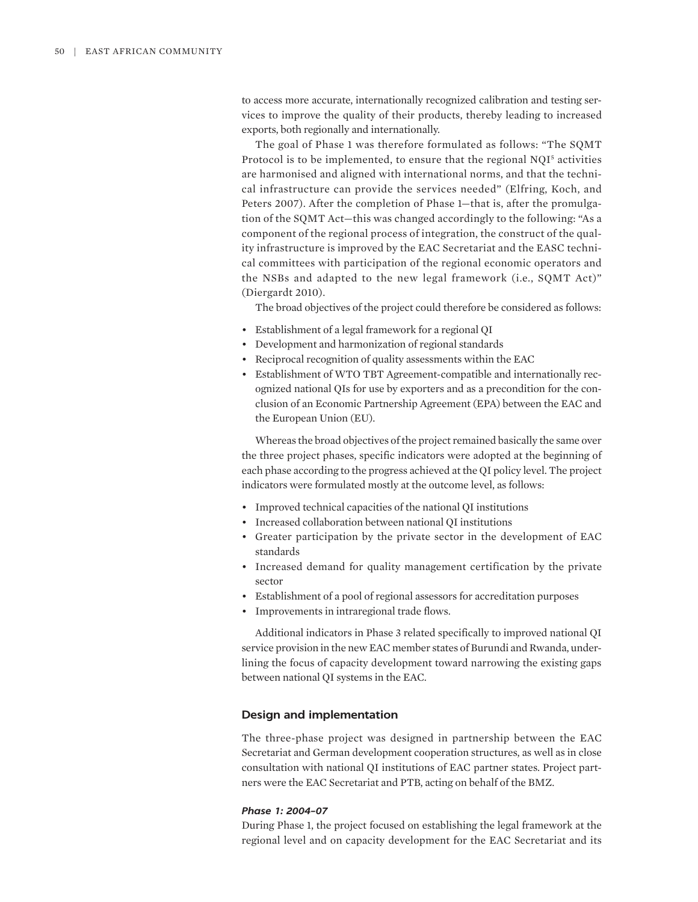to access more accurate, internationally recognized calibration and testing services to improve the quality of their products, thereby leading to increased exports, both regionally and internationally.

The goal of Phase 1 was therefore formulated as follows: "The SQMT Protocol is to be implemented, to ensure that the regional NQI[5] activities are harmonised and aligned with international norms, and that the technical infrastructure can provide the services needed" (Elfring, Koch, and Peters 2007). After the completion of Phase 1—that is, after the promulgation of the SQMT Act—this was changed accordingly to the following: "As a component of the regional process of integration, the construct of the quality infrastructure is improved by the EAC Secretariat and the EASC technical committees with participation of the regional economic operators and the NSBs and adapted to the new legal framework (i.e., SQMT Act)" (Diergardt 2010).

The broad objectives of the project could therefore be considered as follows:

- Establishment of a legal framework for a regional QI
- Development and harmonization of regional standards
- Reciprocal recognition of quality assessments within the EAC
- Establishment of WTO TBT Agreement-compatible and internationally recognized national QIs for use by exporters and as a precondition for the conclusion of an Economic Partnership Agreement (EPA) between the EAC and the European Union (EU).

Whereas the broad objectives of the project remained basically the same over the three project phases, specific indicators were adopted at the beginning of each phase according to the progress achieved at the QI policy level. The project indicators were formulated mostly at the outcome level, as follows:

- Improved technical capacities of the national QI institutions
- Increased collaboration between national QI institutions
- Greater participation by the private sector in the development of EAC standards
- Increased demand for quality management certification by the private sector
- Establishment of a pool of regional assessors for accreditation purposes
- Improvements in intraregional trade flows.

Additional indicators in Phase 3 related specifically to improved national QI service provision in the new EAC member states of Burundi and Rwanda, underlining the focus of capacity development toward narrowing the existing gaps between national QI systems in the EAC.

## Design and implementation

The three-phase project was designed in partnership between the EAC Secretariat and German development cooperation structures, as well as in close consultation with national QI institutions of EAC partner states. Project partners were the EAC Secretariat and PTB, acting on behalf of the BMZ.

### *Phase 1: 2004–07*

During Phase 1, the project focused on establishing the legal framework at the regional level and on capacity development for the EAC Secretariat and its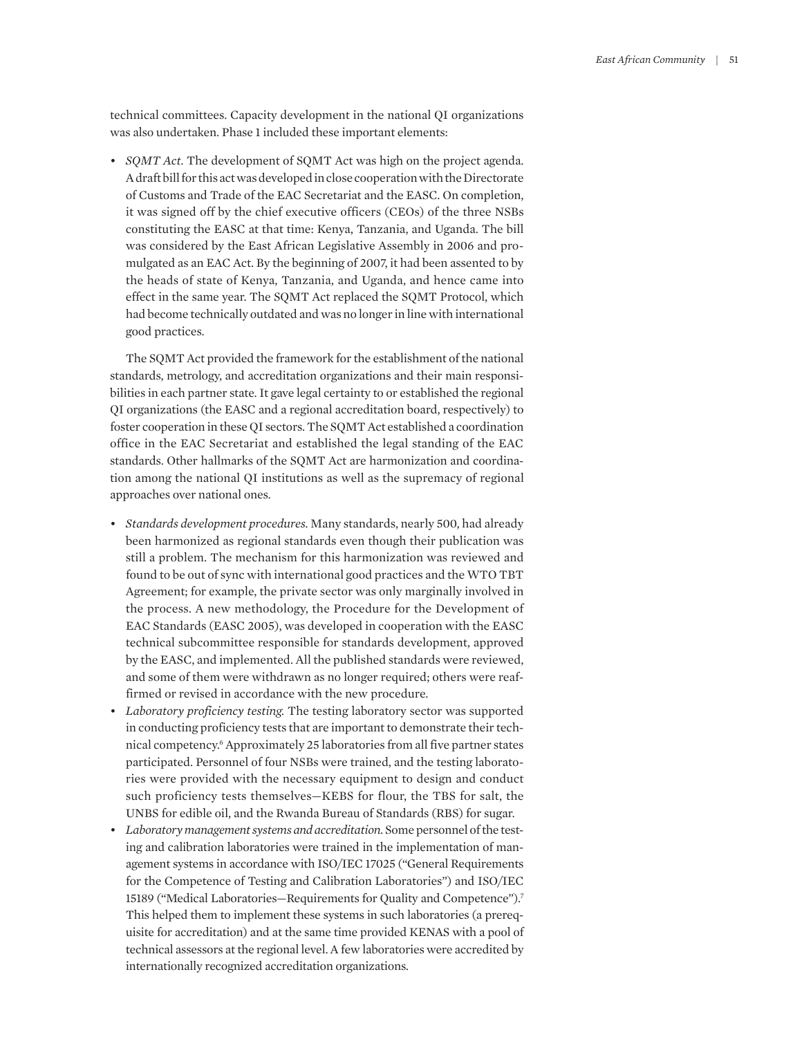technical committees. Capacity development in the national QI organizations was also undertaken. Phase 1 included these important elements:

- *SQMT Act.* The development of SQMT Act was high on the project agenda. A draft bill for this act was developed in close cooperation with the Directorate of Customs and Trade of the EAC Secretariat and the EASC. On completion, it was signed off by the chief executive officers (CEOs) of the three NSBs constituting the EASC at that time: Kenya, Tanzania, and Uganda. The bill was considered by the East African Legislative Assembly in 2006 and promulgated as an EAC Act. By the beginning of 2007, it had been assented to by the heads of state of Kenya, Tanzania, and Uganda, and hence came into effect in the same year. The SQMT Act replaced the SQMT Protocol, which had become technically outdated and was no longer in line with international good practices.

The SQMT Act provided the framework for the establishment of the national standards, metrology, and accreditation organizations and their main responsibilities in each partner state. It gave legal certainty to or established the regional QI organizations (the EASC and a regional accreditation board, respectively) to foster cooperation in these QI sectors. The SQMT Act established a coordination office in the EAC Secretariat and established the legal standing of the EAC standards. Other hallmarks of the SQMT Act are harmonization and coordination among the national QI institutions as well as the supremacy of regional approaches over national ones.

- *Standards development procedures.* Many standards, nearly 500, had already been harmonized as regional standards even though their publication was still a problem. The mechanism for this harmonization was reviewed and found to be out of sync with international good practices and the WTO TBT Agreement; for example, the private sector was only marginally involved in the process. A new methodology, the Procedure for the Development of EAC Standards (EASC 2005), was developed in cooperation with the EASC technical subcommittee responsible for standards development, approved by the EASC, and implemented. All the published standards were reviewed, and some of them were withdrawn as no longer required; others were reaffirmed or revised in accordance with the new procedure.
- *Laboratory proficiency testing.* The testing laboratory sector was supported in conducting proficiency tests that are important to demonstrate their technical competency.[6] Approximately 25 laboratories from all five partner states participated. Personnel of four NSBs were trained, and the testing laboratories were provided with the necessary equipment to design and conduct such proficiency tests themselves—KEBS for flour, the TBS for salt, the UNBS for edible oil, and the Rwanda Bureau of Standards (RBS) for sugar.
- *Laboratory management systems and accreditation.* Some personnel of the testing and calibration laboratories were trained in the implementation of management systems in accordance with ISO/IEC 17025 ("General Requirements for the Competence of Testing and Calibration Laboratories") and ISO/IEC 15189 ("Medical Laboratories—Requirements for Quality and Competence").[7] This helped them to implement these systems in such laboratories (a prerequisite for accreditation) and at the same time provided KENAS with a pool of technical assessors at the regional level. A few laboratories were accredited by internationally recognized accreditation organizations.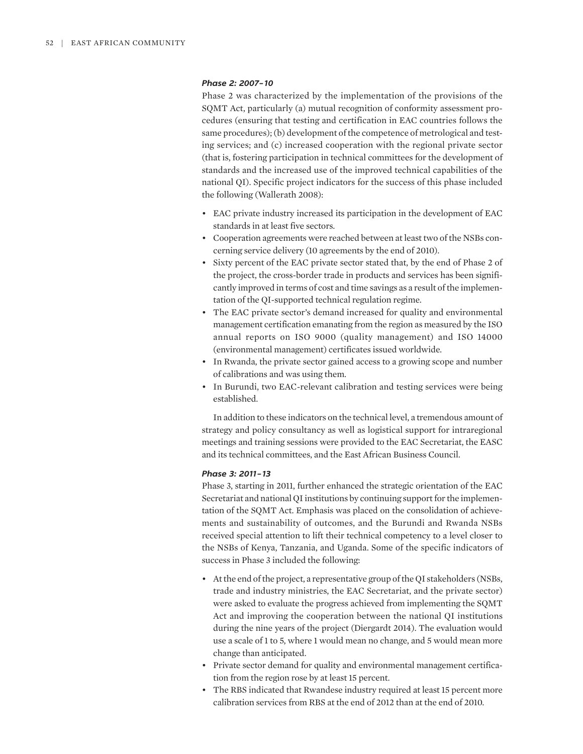#### *Phase 2: 2007–10*

Phase 2 was characterized by the implementation of the provisions of the SQMT Act, particularly (a) mutual recognition of conformity assessment procedures (ensuring that testing and certification in EAC countries follows the same procedures); (b) development of the competence of metrological and testing services; and (c) increased cooperation with the regional private sector (that is, fostering participation in technical committees for the development of standards and the increased use of the improved technical capabilities of the national QI). Specific project indicators for the success of this phase included the following (Wallerath 2008):

- EAC private industry increased its participation in the development of EAC standards in at least five sectors.
- Cooperation agreements were reached between at least two of the NSBs concerning service delivery (10 agreements by the end of 2010).
- Sixty percent of the EAC private sector stated that, by the end of Phase 2 of the project, the cross-border trade in products and services has been significantly improved in terms of cost and time savings as a result of the implementation of the QI-supported technical regulation regime.
- The EAC private sector's demand increased for quality and environmental management certification emanating from the region as measured by the ISO annual reports on ISO 9000 (quality management) and ISO 14000 (environmental management) certificates issued worldwide.
- In Rwanda, the private sector gained access to a growing scope and number of calibrations and was using them.
- In Burundi, two EAC-relevant calibration and testing services were being established.

In addition to these indicators on the technical level, a tremendous amount of strategy and policy consultancy as well as logistical support for intraregional meetings and training sessions were provided to the EAC Secretariat, the EASC and its technical committees, and the East African Business Council.

#### *Phase 3: 2011–13*

Phase 3, starting in 2011, further enhanced the strategic orientation of the EAC Secretariat and national QI institutions by continuing support for the implementation of the SQMT Act. Emphasis was placed on the consolidation of achievements and sustainability of outcomes, and the Burundi and Rwanda NSBs received special attention to lift their technical competency to a level closer to the NSBs of Kenya, Tanzania, and Uganda. Some of the specific indicators of success in Phase 3 included the following:

- At the end of the project, a representative group of the QI stakeholders (NSBs, trade and industry ministries, the EAC Secretariat, and the private sector) were asked to evaluate the progress achieved from implementing the SQMT Act and improving the cooperation between the national QI institutions during the nine years of the project (Diergardt 2014). The evaluation would use a scale of 1 to 5, where 1 would mean no change, and 5 would mean more change than anticipated.
- Private sector demand for quality and environmental management certification from the region rose by at least 15 percent.
- The RBS indicated that Rwandese industry required at least 15 percent more calibration services from RBS at the end of 2012 than at the end of 2010.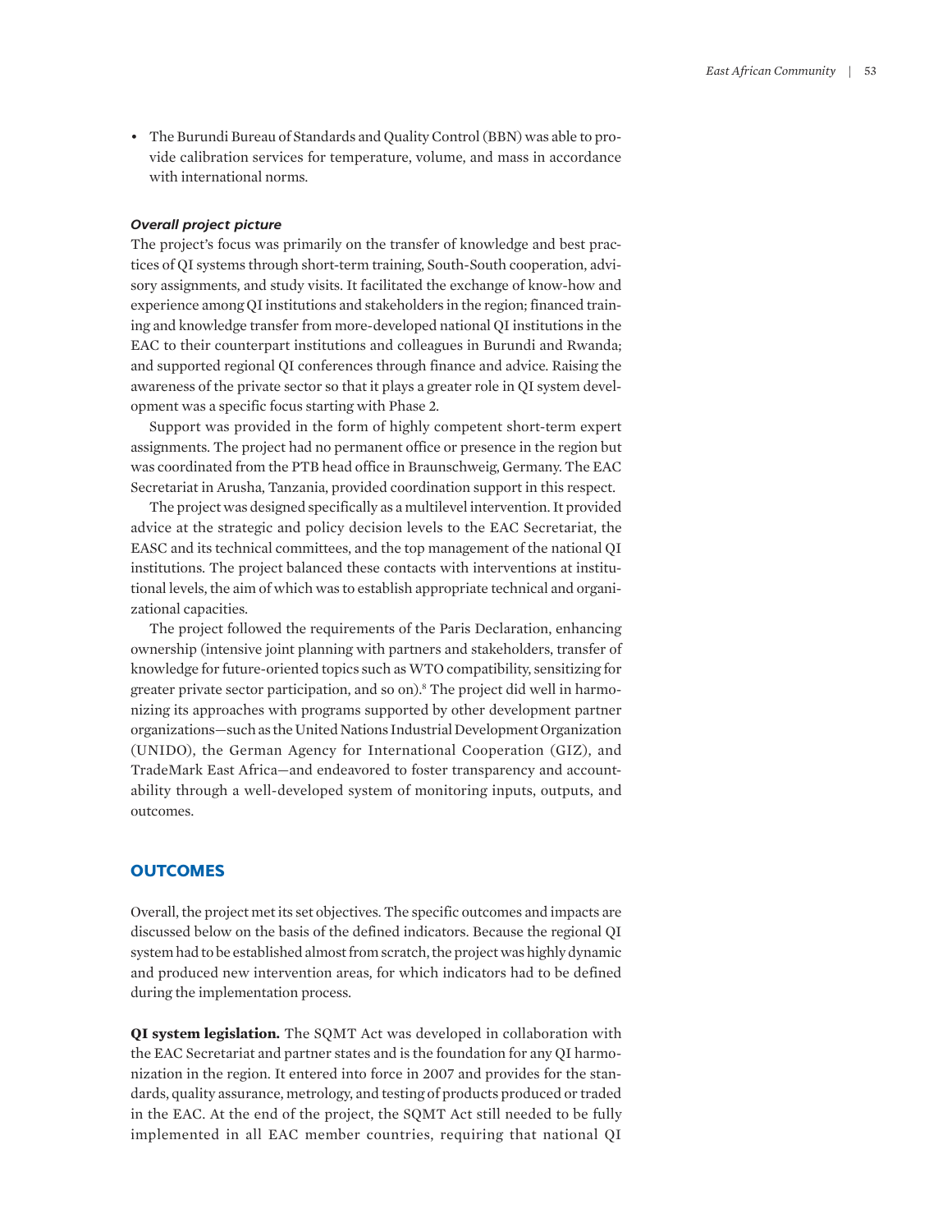- The Burundi Bureau of Standards and Quality Control (BBN) was able to provide calibration services for temperature, volume, and mass in accordance with international norms.

### *Overall project picture*

The project's focus was primarily on the transfer of knowledge and best practices of QI systems through short-term training, South-South cooperation, advisory assignments, and study visits. It facilitated the exchange of know-how and experience among QI institutions and stakeholders in the region; financed training and knowledge transfer from more-developed national QI institutions in the EAC to their counterpart institutions and colleagues in Burundi and Rwanda; and supported regional QI conferences through finance and advice. Raising the awareness of the private sector so that it plays a greater role in QI system development was a specific focus starting with Phase 2.

Support was provided in the form of highly competent short-term expert assignments. The project had no permanent office or presence in the region but was coordinated from the PTB head office in Braunschweig, Germany. The EAC Secretariat in Arusha, Tanzania, provided coordination support in this respect.

The project was designed specifically as a multilevel intervention. It provided advice at the strategic and policy decision levels to the EAC Secretariat, the EASC and its technical committees, and the top management of the national QI institutions. The project balanced these contacts with interventions at institutional levels, the aim of which was to establish appropriate technical and organizational capacities.

The project followed the requirements of the Paris Declaration, enhancing ownership (intensive joint planning with partners and stakeholders, transfer of knowledge for future-oriented topics such as WTO compatibility, sensitizing for greater private sector participation, and so on).[8] The project did well in harmonizing its approaches with programs supported by other development partner organizations—such as the United Nations Industrial Development Organization (UNIDO), the German Agency for International Cooperation (GIZ), and TradeMark East Africa—and endeavored to foster transparency and accountability through a well-developed system of monitoring inputs, outputs, and outcomes.

## OUTCOMES

Overall, the project met its set objectives. The specific outcomes and impacts are discussed below on the basis of the defined indicators. Because the regional QI system had to be established almost from scratch, the project was highly dynamic and produced new intervention areas, for which indicators had to be defined during the implementation process.

**QI system legislation.** The SQMT Act was developed in collaboration with the EAC Secretariat and partner states and is the foundation for any QI harmonization in the region. It entered into force in 2007 and provides for the standards, quality assurance, metrology, and testing of products produced or traded in the EAC. At the end of the project, the SQMT Act still needed to be fully implemented in all EAC member countries, requiring that national QI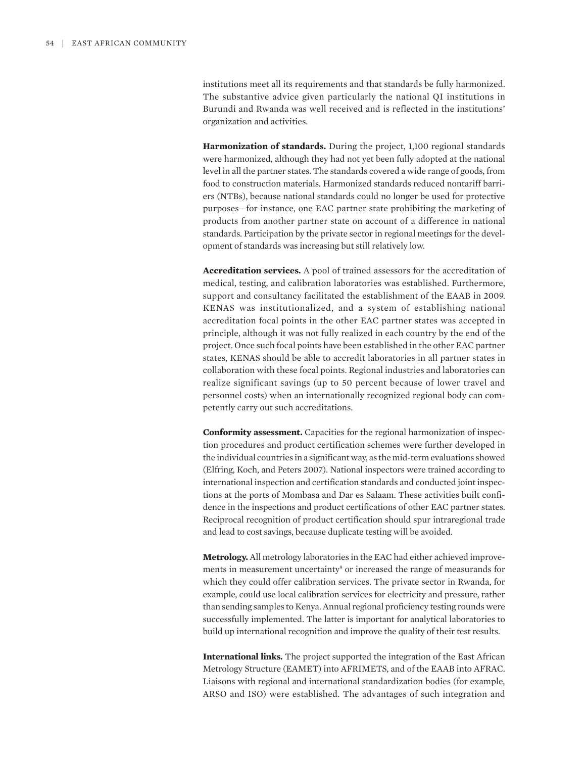institutions meet all its requirements and that standards be fully harmonized. The substantive advice given particularly the national QI institutions in Burundi and Rwanda was well received and is reflected in the institutions' organization and activities.

**Harmonization of standards.** During the project, 1,100 regional standards were harmonized, although they had not yet been fully adopted at the national level in all the partner states. The standards covered a wide range of goods, from food to construction materials. Harmonized standards reduced nontariff barriers (NTBs), because national standards could no longer be used for protective purposes—for instance, one EAC partner state prohibiting the marketing of products from another partner state on account of a difference in national standards. Participation by the private sector in regional meetings for the development of standards was increasing but still relatively low.

**Accreditation services.** A pool of trained assessors for the accreditation of medical, testing, and calibration laboratories was established. Furthermore, support and consultancy facilitated the establishment of the EAAB in 2009. KENAS was institutionalized, and a system of establishing national accreditation focal points in the other EAC partner states was accepted in principle, although it was not fully realized in each country by the end of the project. Once such focal points have been established in the other EAC partner states, KENAS should be able to accredit laboratories in all partner states in collaboration with these focal points. Regional industries and laboratories can realize significant savings (up to 50 percent because of lower travel and personnel costs) when an internationally recognized regional body can competently carry out such accreditations.

**Conformity assessment.** Capacities for the regional harmonization of inspection procedures and product certification schemes were further developed in the individual countries in a significant way, as the mid-term evaluations showed (Elfring, Koch, and Peters 2007). National inspectors were trained according to international inspection and certification standards and conducted joint inspections at the ports of Mombasa and Dar es Salaam. These activities built confidence in the inspections and product certifications of other EAC partner states. Reciprocal recognition of product certification should spur intraregional trade and lead to cost savings, because duplicate testing will be avoided.

**Metrology.** All metrology laboratories in the EAC had either achieved improvements in measurement uncertainty[9] or increased the range of measurands for which they could offer calibration services. The private sector in Rwanda, for example, could use local calibration services for electricity and pressure, rather than sending samples to Kenya. Annual regional proficiency testing rounds were successfully implemented. The latter is important for analytical laboratories to build up international recognition and improve the quality of their test results.

**International links.** The project supported the integration of the East African Metrology Structure (EAMET) into AFRIMETS, and of the EAAB into AFRAC. Liaisons with regional and international standardization bodies (for example, ARSO and ISO) were established. The advantages of such integration and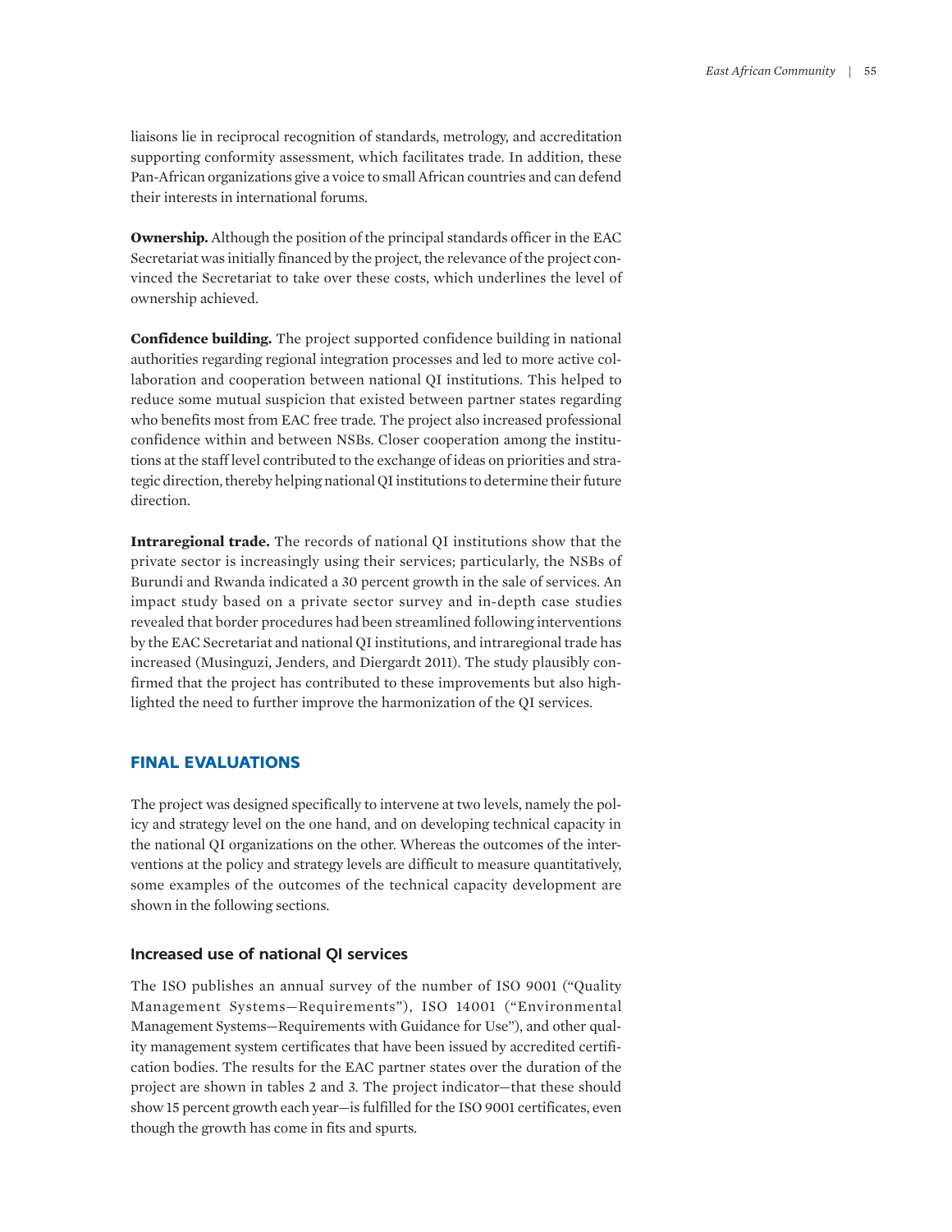liaisons lie in reciprocal recognition of standards, metrology, and accreditation supporting conformity assessment, which facilitates trade. In addition, these Pan-African organizations give a voice to small African countries and can defend their interests in international forums.

**Ownership.** Although the position of the principal standards officer in the EAC Secretariat was initially financed by the project, the relevance of the project convinced the Secretariat to take over these costs, which underlines the level of ownership achieved.

**Confidence building.** The project supported confidence building in national authorities regarding regional integration processes and led to more active collaboration and cooperation between national QI institutions. This helped to reduce some mutual suspicion that existed between partner states regarding who benefits most from EAC free trade. The project also increased professional confidence within and between NSBs. Closer cooperation among the institutions at the staff level contributed to the exchange of ideas on priorities and strategic direction, thereby helping national QI institutions to determine their future direction.

**Intraregional trade.** The records of national QI institutions show that the private sector is increasingly using their services; particularly, the NSBs of Burundi and Rwanda indicated a 30 percent growth in the sale of services. An impact study based on a private sector survey and in-depth case studies revealed that border procedures had been streamlined following interventions by the EAC Secretariat and national QI institutions, and intraregional trade has increased (Musinguzi, Jenders, and Diergardt 2011). The study plausibly confirmed that the project has contributed to these improvements but also highlighted the need to further improve the harmonization of the QI services.

## FINAL EVALUATIONS

The project was designed specifically to intervene at two levels, namely the policy and strategy level on the one hand, and on developing technical capacity in the national QI organizations on the other. Whereas the outcomes of the interventions at the policy and strategy levels are difficult to measure quantitatively, some examples of the outcomes of the technical capacity development are shown in the following sections.

### Increased use of national QI services

The ISO publishes an annual survey of the number of ISO 9001 ("Quality Management Systems—Requirements"), ISO 14001 ("Environmental Management Systems—Requirements with Guidance for Use"), and other quality management system certificates that have been issued by accredited certification bodies. The results for the EAC partner states over the duration of the project are shown in tables 2 and 3. The project indicator—that these should show 15 percent growth each year—is fulfilled for the ISO 9001 certificates, even though the growth has come in fits and spurts.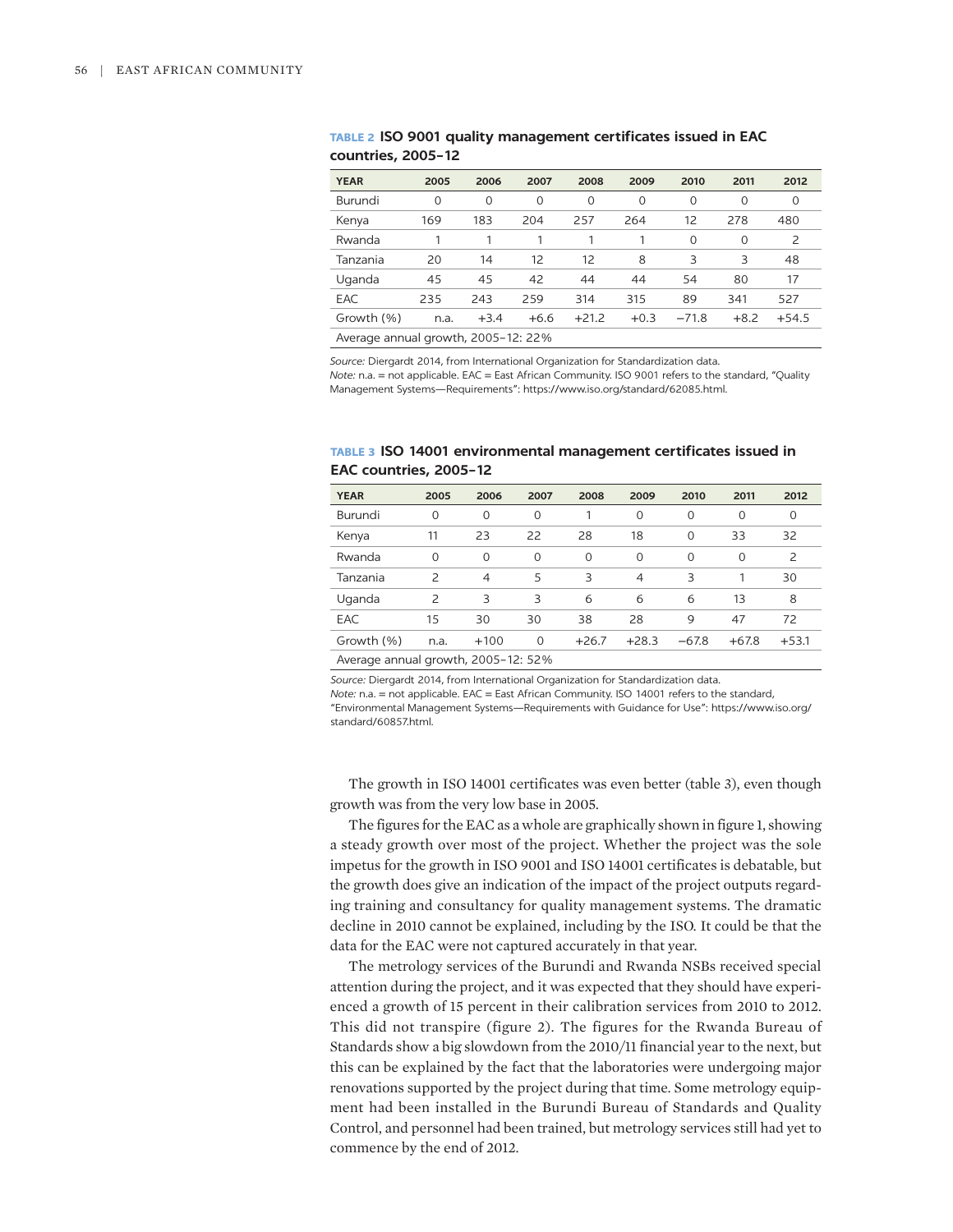**TABLE 2 ISO 9001 quality management certificates issued in EAC countries, 2005–12**

| YEAR | 2005 | 2006 | 2007 | 2008 | 2009 | 2010 | 2011 | 2012 |
|---|---|---|---|---|---|---|---|---|
| Burundi | 0 | 0 | 0 | 0 | 0 | 0 | 0 | 0 |
| Kenya | 169 | 183 | 204 | 257 | 264 | 12 | 278 | 480 |
| Rwanda | 1 | 1 | 1 | 1 | 1 | 0 | 0 | 2 |
| Tanzania | 20 | 14 | 12 | 12 | 8 | 3 | 3 | 48 |
| Uganda | 45 | 45 | 42 | 44 | 44 | 54 | 80 | 17 |
| EAC | 235 | 243 | 259 | 314 | 315 | 89 | 341 | 527 |
| Growth (%) | n.a. | +3.4 | +6.6 | +21.2 | +0.3 | −71.8 | +8.2 | +54.5 |
| Average annual growth, 2005–12: 22% | | | | | | | | |

*Source:* Diergardt 2014, from International Organization for Standardization data.
*Note:* n.a. = not applicable. EAC = East African Community. ISO 9001 refers to the standard, "Quality Management Systems—Requirements": https://www.iso.org/standard/62085.html.

**TABLE 3 ISO 14001 environmental management certificates issued in EAC countries, 2005–12**

| YEAR | 2005 | 2006 | 2007 | 2008 | 2009 | 2010 | 2011 | 2012 |
|---|---|---|---|---|---|---|---|---|
| Burundi | 0 | 0 | 0 | 1 | 0 | 0 | 0 | 0 |
| Kenya | 11 | 23 | 22 | 28 | 18 | 0 | 33 | 32 |
| Rwanda | 0 | 0 | 0 | 0 | 0 | 0 | 0 | 2 |
| Tanzania | 2 | 4 | 5 | 3 | 4 | 3 | 1 | 30 |
| Uganda | 2 | 3 | 3 | 6 | 6 | 6 | 13 | 8 |
| EAC | 15 | 30 | 30 | 38 | 28 | 9 | 47 | 72 |
| Growth (%) | n.a. | +100 | 0 | +26.7 | +28.3 | −67.8 | +67.8 | +53.1 |
| Average annual growth, 2005–12: 52% | | | | | | | | |

*Source:* Diergardt 2014, from International Organization for Standardization data.
*Note:* n.a. = not applicable. EAC = East African Community. ISO 14001 refers to the standard, "Environmental Management Systems—Requirements with Guidance for Use": https://www.iso.org/standard/60857.html.

The growth in ISO 14001 certificates was even better (table 3), even though growth was from the very low base in 2005.

The figures for the EAC as a whole are graphically shown in figure 1, showing a steady growth over most of the project. Whether the project was the sole impetus for the growth in ISO 9001 and ISO 14001 certificates is debatable, but the growth does give an indication of the impact of the project outputs regarding training and consultancy for quality management systems. The dramatic decline in 2010 cannot be explained, including by the ISO. It could be that the data for the EAC were not captured accurately in that year.

The metrology services of the Burundi and Rwanda NSBs received special attention during the project, and it was expected that they should have experienced a growth of 15 percent in their calibration services from 2010 to 2012. This did not transpire (figure 2). The figures for the Rwanda Bureau of Standards show a big slowdown from the 2010/11 financial year to the next, but this can be explained by the fact that the laboratories were undergoing major renovations supported by the project during that time. Some metrology equipment had been installed in the Burundi Bureau of Standards and Quality Control, and personnel had been trained, but metrology services still had yet to commence by the end of 2012.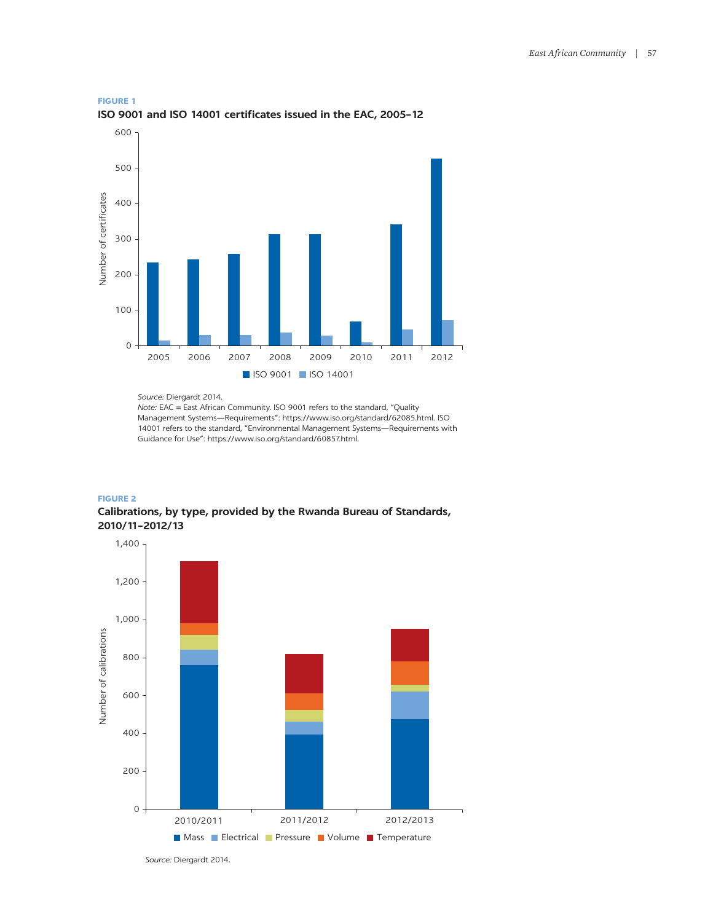**FIGURE 1**

**ISO 9001 and ISO 14001 certificates issued in the EAC, 2005–12**

*Source:* Diergardt 2014.
*Note:* EAC = East African Community. ISO 9001 refers to the standard, "Quality Management Systems—Requirements": https://www.iso.org/standard/62085.html. ISO 14001 refers to the standard, "Environmental Management Systems—Requirements with Guidance for Use": https://www.iso.org/standard/60857.html.

**FIGURE 2**

**Calibrations, by type, provided by the Rwanda Bureau of Standards, 2010/11–2012/13**

*Source:* Diergardt 2014.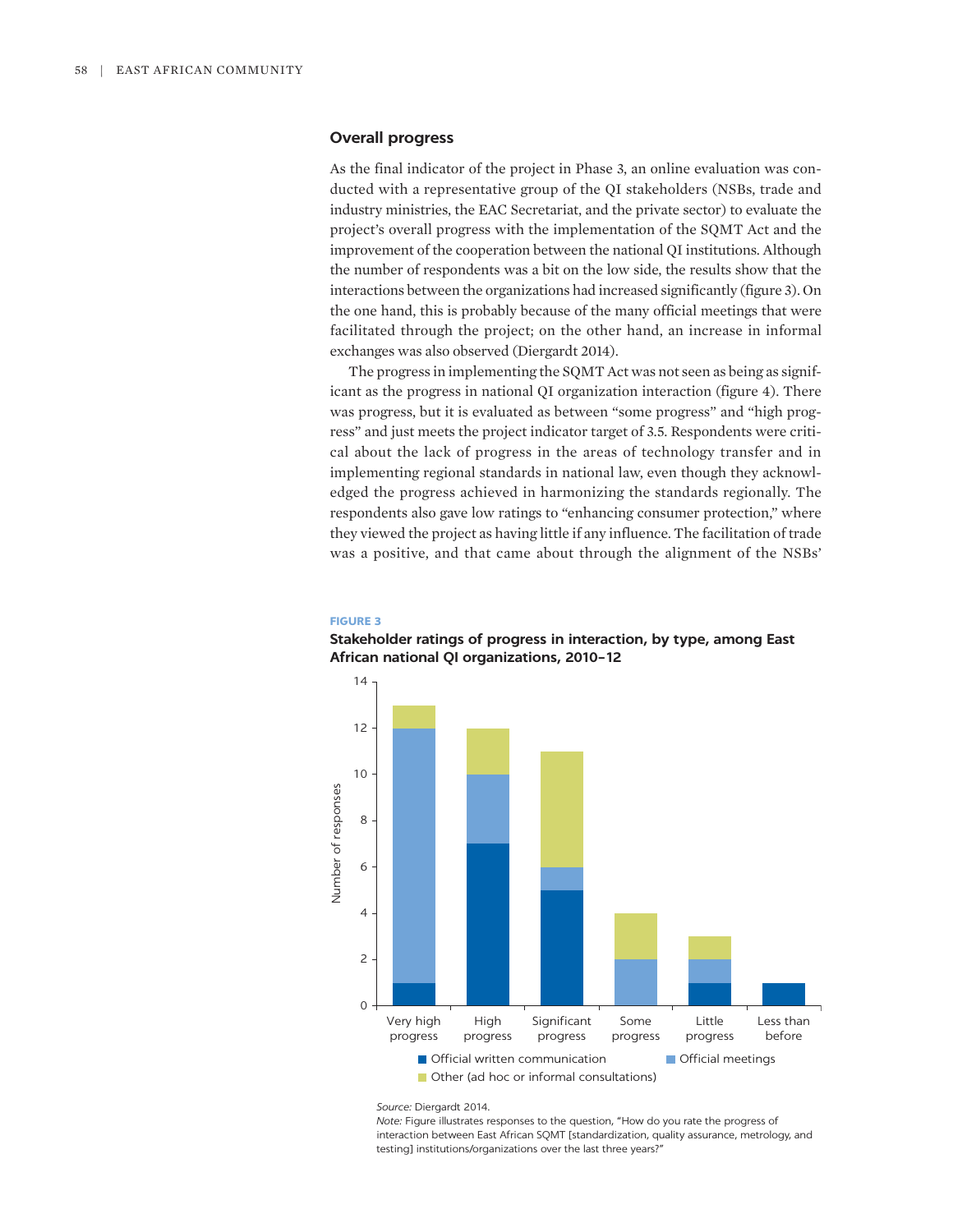## Overall progress

As the final indicator of the project in Phase 3, an online evaluation was conducted with a representative group of the QI stakeholders (NSBs, trade and industry ministries, the EAC Secretariat, and the private sector) to evaluate the project's overall progress with the implementation of the SQMT Act and the improvement of the cooperation between the national QI institutions. Although the number of respondents was a bit on the low side, the results show that the interactions between the organizations had increased significantly (figure 3). On the one hand, this is probably because of the many official meetings that were facilitated through the project; on the other hand, an increase in informal exchanges was also observed (Diergardt 2014).

The progress in implementing the SQMT Act was not seen as being as significant as the progress in national QI organization interaction (figure 4). There was progress, but it is evaluated as between "some progress" and "high progress" and just meets the project indicator target of 3.5. Respondents were critical about the lack of progress in the areas of technology transfer and in implementing regional standards in national law, even though they acknowledged the progress achieved in harmonizing the standards regionally. The respondents also gave low ratings to "enhancing consumer protection," where they viewed the project as having little if any influence. The facilitation of trade was a positive, and that came about through the alignment of the NSBs'

**FIGURE 3**

**Stakeholder ratings of progress in interaction, by type, among East African national QI organizations, 2010–12**

| Number of responses | Very high progress | High progress | Significant progress | Some progress | Little progress | Less than before |
|---|---|---|---|---|---|---|
| Official written communication | 1 | 7 | 5 | 0 | 1 | 1 |
| Official meetings | 11 | 3 | 1 | 2 | 1 | 0 |
| Other (ad hoc or informal consultations) | 1 | 2 | 5 | 2 | 1 | 0 |

*Source:* Diergardt 2014.

*Note:* Figure illustrates responses to the question, "How do you rate the progress of interaction between East African SQMT [standardization, quality assurance, metrology, and testing] institutions/organizations over the last three years?"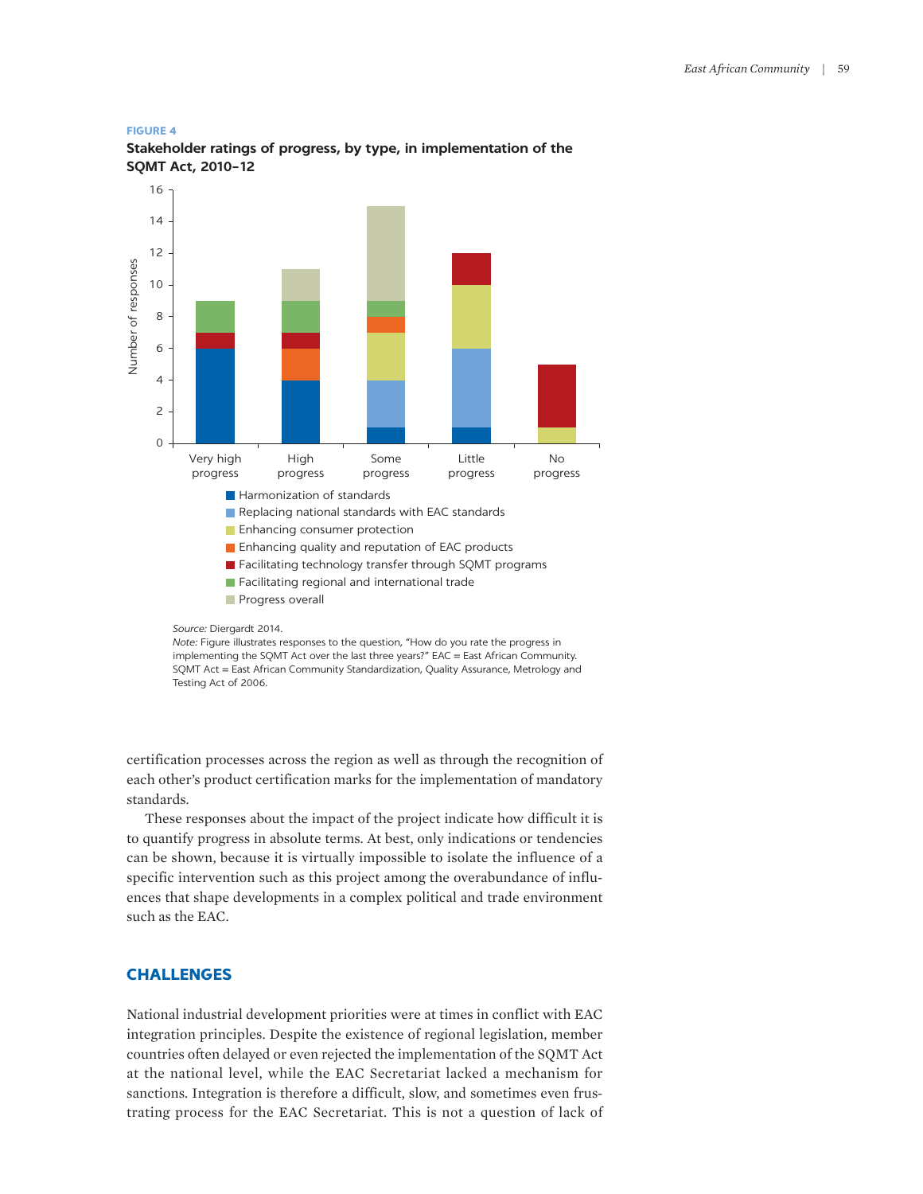**FIGURE 4**

**Stakeholder ratings of progress, by type, in implementation of the SQMT Act, 2010–12**

Source: Diergardt 2014.

*Note:* Figure illustrates responses to the question, "How do you rate the progress in implementing the SQMT Act over the last three years?" EAC = East African Community. SQMT Act = East African Community Standardization, Quality Assurance, Metrology and Testing Act of 2006.

certification processes across the region as well as through the recognition of each other's product certification marks for the implementation of mandatory standards.

These responses about the impact of the project indicate how difficult it is to quantify progress in absolute terms. At best, only indications or tendencies can be shown, because it is virtually impossible to isolate the influence of a specific intervention such as this project among the overabundance of influences that shape developments in a complex political and trade environment such as the EAC.

## CHALLENGES

National industrial development priorities were at times in conflict with EAC integration principles. Despite the existence of regional legislation, member countries often delayed or even rejected the implementation of the SQMT Act at the national level, while the EAC Secretariat lacked a mechanism for sanctions. Integration is therefore a difficult, slow, and sometimes even frustrating process for the EAC Secretariat. This is not a question of lack of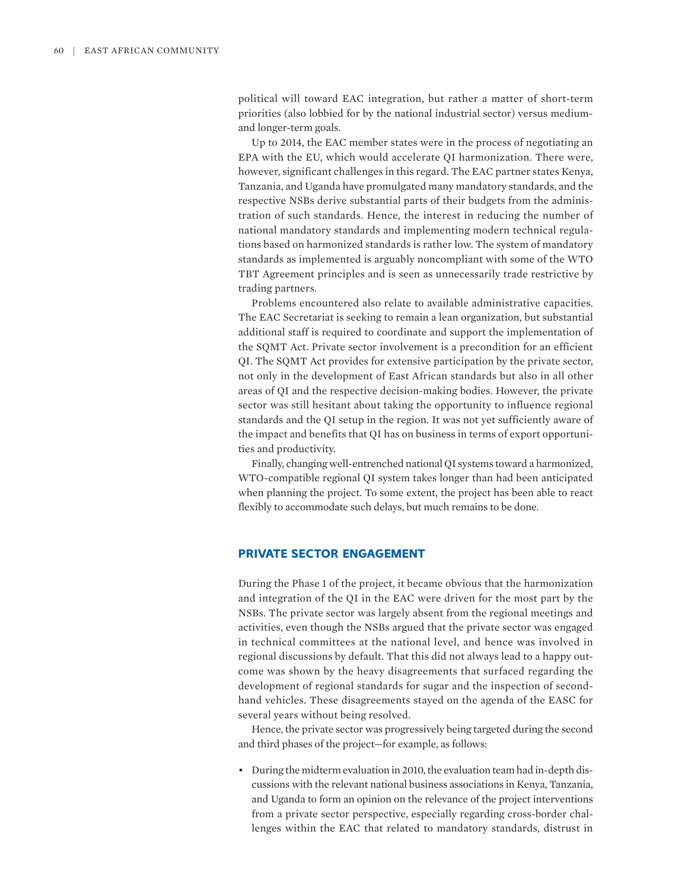political will toward EAC integration, but rather a matter of short-term priorities (also lobbied for by the national industrial sector) versus medium- and longer-term goals.

Up to 2014, the EAC member states were in the process of negotiating an EPA with the EU, which would accelerate QI harmonization. There were, however, significant challenges in this regard. The EAC partner states Kenya, Tanzania, and Uganda have promulgated many mandatory standards, and the respective NSBs derive substantial parts of their budgets from the administration of such standards. Hence, the interest in reducing the number of national mandatory standards and implementing modern technical regulations based on harmonized standards is rather low. The system of mandatory standards as implemented is arguably noncompliant with some of the WTO TBT Agreement principles and is seen as unnecessarily trade restrictive by trading partners.

Problems encountered also relate to available administrative capacities. The EAC Secretariat is seeking to remain a lean organization, but substantial additional staff is required to coordinate and support the implementation of the SQMT Act. Private sector involvement is a precondition for an efficient QI. The SQMT Act provides for extensive participation by the private sector, not only in the development of East African standards but also in all other areas of QI and the respective decision-making bodies. However, the private sector was still hesitant about taking the opportunity to influence regional standards and the QI setup in the region. It was not yet sufficiently aware of the impact and benefits that QI has on business in terms of export opportunities and productivity.

Finally, changing well-entrenched national QI systems toward a harmonized, WTO-compatible regional QI system takes longer than had been anticipated when planning the project. To some extent, the project has been able to react flexibly to accommodate such delays, but much remains to be done.

## PRIVATE SECTOR ENGAGEMENT

During the Phase 1 of the project, it became obvious that the harmonization and integration of the QI in the EAC were driven for the most part by the NSBs. The private sector was largely absent from the regional meetings and activities, even though the NSBs argued that the private sector was engaged in technical committees at the national level, and hence was involved in regional discussions by default. That this did not always lead to a happy outcome was shown by the heavy disagreements that surfaced regarding the development of regional standards for sugar and the inspection of second-hand vehicles. These disagreements stayed on the agenda of the EASC for several years without being resolved.

Hence, the private sector was progressively being targeted during the second and third phases of the project—for example, as follows:

- During the midterm evaluation in 2010, the evaluation team had in-depth discussions with the relevant national business associations in Kenya, Tanzania, and Uganda to form an opinion on the relevance of the project interventions from a private sector perspective, especially regarding cross-border challenges within the EAC that related to mandatory standards, distrust in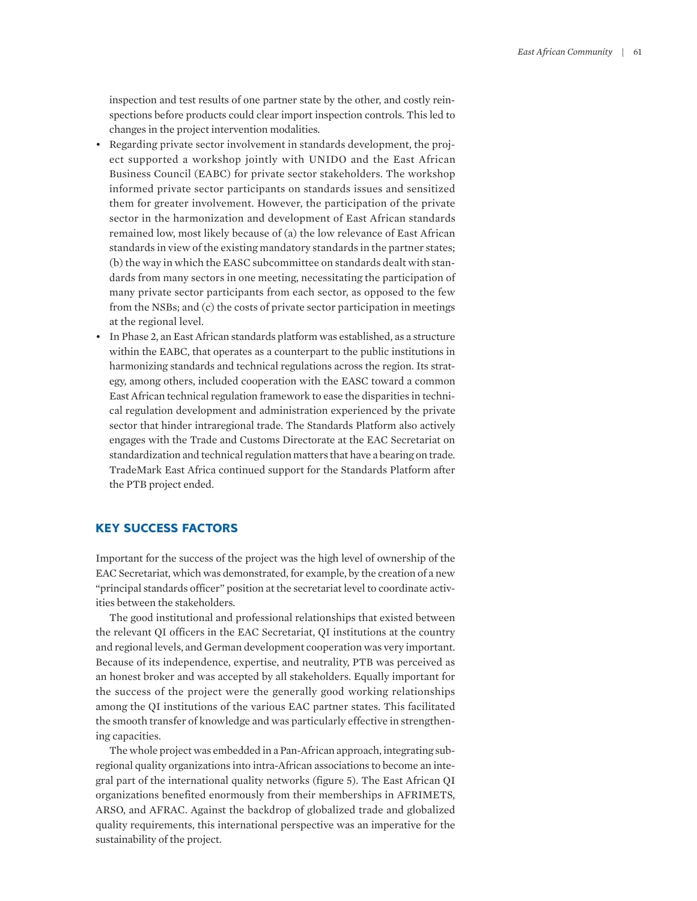inspection and test results of one partner state by the other, and costly reinspections before products could clear import inspection controls. This led to changes in the project intervention modalities.

- Regarding private sector involvement in standards development, the project supported a workshop jointly with UNIDO and the East African Business Council (EABC) for private sector stakeholders. The workshop informed private sector participants on standards issues and sensitized them for greater involvement. However, the participation of the private sector in the harmonization and development of East African standards remained low, most likely because of (a) the low relevance of East African standards in view of the existing mandatory standards in the partner states; (b) the way in which the EASC subcommittee on standards dealt with standards from many sectors in one meeting, necessitating the participation of many private sector participants from each sector, as opposed to the few from the NSBs; and (c) the costs of private sector participation in meetings at the regional level.
- In Phase 2, an East African standards platform was established, as a structure within the EABC, that operates as a counterpart to the public institutions in harmonizing standards and technical regulations across the region. Its strategy, among others, included cooperation with the EASC toward a common East African technical regulation framework to ease the disparities in technical regulation development and administration experienced by the private sector that hinder intraregional trade. The Standards Platform also actively engages with the Trade and Customs Directorate at the EAC Secretariat on standardization and technical regulation matters that have a bearing on trade. TradeMark East Africa continued support for the Standards Platform after the PTB project ended.

## KEY SUCCESS FACTORS

Important for the success of the project was the high level of ownership of the EAC Secretariat, which was demonstrated, for example, by the creation of a new "principal standards officer" position at the secretariat level to coordinate activities between the stakeholders.

The good institutional and professional relationships that existed between the relevant QI officers in the EAC Secretariat, QI institutions at the country and regional levels, and German development cooperation was very important. Because of its independence, expertise, and neutrality, PTB was perceived as an honest broker and was accepted by all stakeholders. Equally important for the success of the project were the generally good working relationships among the QI institutions of the various EAC partner states. This facilitated the smooth transfer of knowledge and was particularly effective in strengthening capacities.

The whole project was embedded in a Pan-African approach, integrating subregional quality organizations into intra-African associations to become an integral part of the international quality networks (figure 5). The East African QI organizations benefited enormously from their memberships in AFRIMETS, ARSO, and AFRAC. Against the backdrop of globalized trade and globalized quality requirements, this international perspective was an imperative for the sustainability of the project.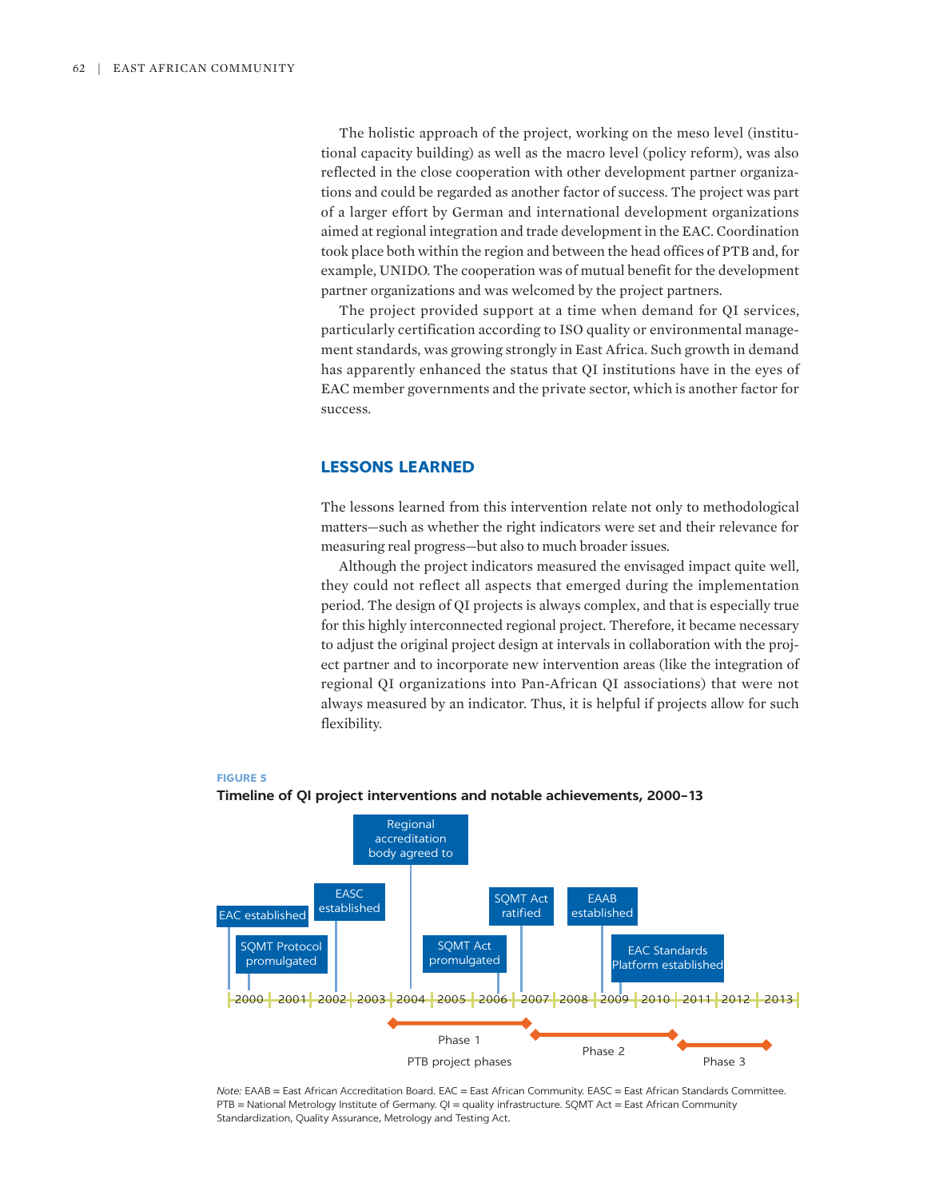The holistic approach of the project, working on the meso level (institutional capacity building) as well as the macro level (policy reform), was also reflected in the close cooperation with other development partner organizations and could be regarded as another factor of success. The project was part of a larger effort by German and international development organizations aimed at regional integration and trade development in the EAC. Coordination took place both within the region and between the head offices of PTB and, for example, UNIDO. The cooperation was of mutual benefit for the development partner organizations and was welcomed by the project partners.

The project provided support at a time when demand for QI services, particularly certification according to ISO quality or environmental management standards, was growing strongly in East Africa. Such growth in demand has apparently enhanced the status that QI institutions have in the eyes of EAC member governments and the private sector, which is another factor for success.

## LESSONS LEARNED

The lessons learned from this intervention relate not only to methodological matters—such as whether the right indicators were set and their relevance for measuring real progress—but also to much broader issues.

Although the project indicators measured the envisaged impact quite well, they could not reflect all aspects that emerged during the implementation period. The design of QI projects is always complex, and that is especially true for this highly interconnected regional project. Therefore, it became necessary to adjust the original project design at intervals in collaboration with the project partner and to incorporate new intervention areas (like the integration of regional QI organizations into Pan-African QI associations) that were not always measured by an indicator. Thus, it is helpful if projects allow for such flexibility.

**FIGURE 5**

**Timeline of QI project interventions and notable achievements, 2000–13**

| Year | Event |
|---|---|
| 2000 | EAC established |
| 2001 | SQMT Protocol promulgated |
| 2002 | EASC established |
| 2004 | Regional accreditation body agreed to |
| 2006 | SQMT Act promulgated |
| 2007 | SQMT Act ratified |
| 2009 | EAAB established |
| 2009 | EAC Standards Platform established |

PTB project phases: Phase 1 (2004–2007), Phase 2 (2007–2010), Phase 3 (2011–2013)

*Note:* EAAB = East African Accreditation Board. EAC = East African Community. EASC = East African Standards Committee. PTB = National Metrology Institute of Germany. QI = quality infrastructure. SQMT Act = East African Community Standardization, Quality Assurance, Metrology and Testing Act.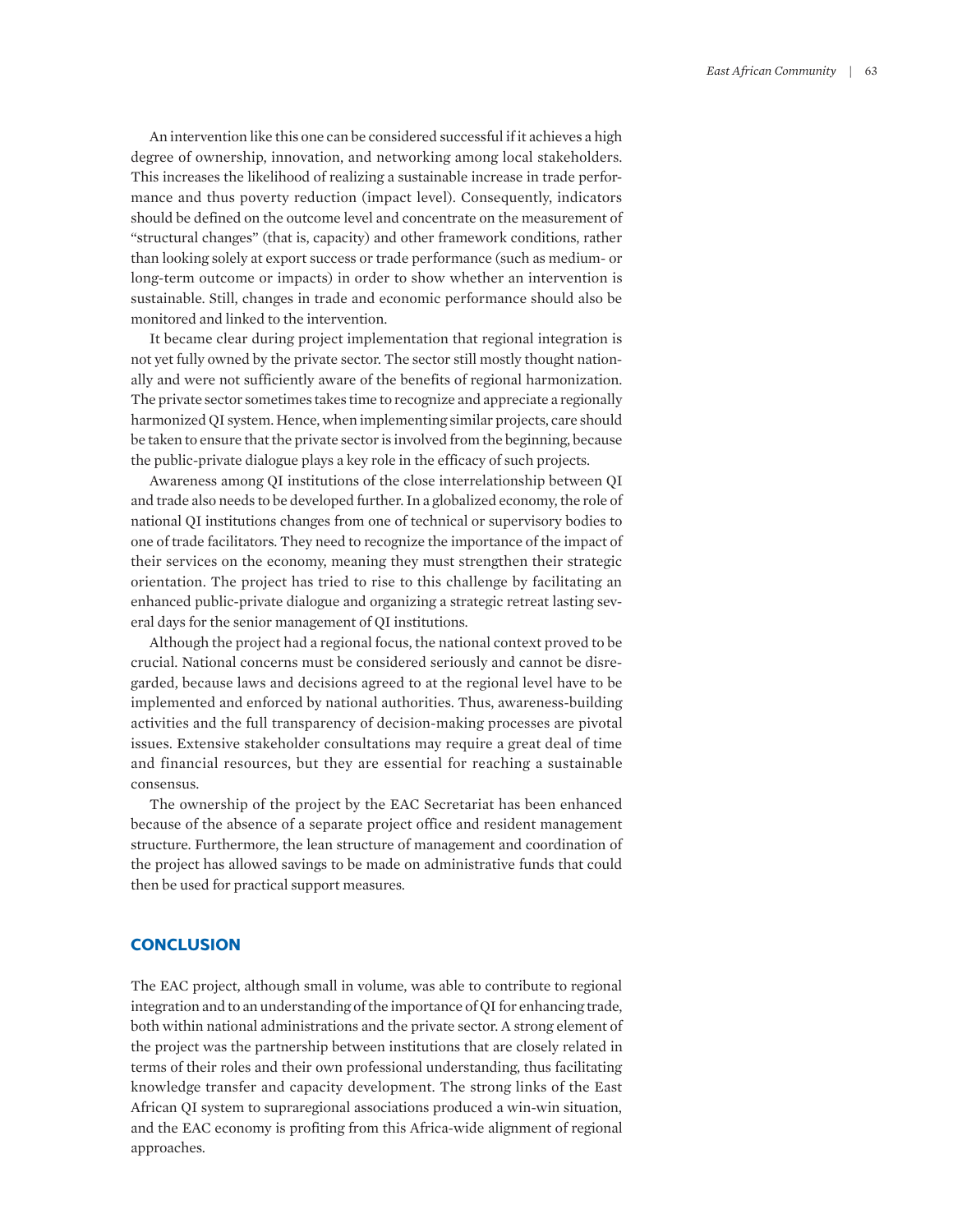An intervention like this one can be considered successful if it achieves a high degree of ownership, innovation, and networking among local stakeholders. This increases the likelihood of realizing a sustainable increase in trade performance and thus poverty reduction (impact level). Consequently, indicators should be defined on the outcome level and concentrate on the measurement of "structural changes" (that is, capacity) and other framework conditions, rather than looking solely at export success or trade performance (such as medium- or long-term outcome or impacts) in order to show whether an intervention is sustainable. Still, changes in trade and economic performance should also be monitored and linked to the intervention.

It became clear during project implementation that regional integration is not yet fully owned by the private sector. The sector still mostly thought nationally and were not sufficiently aware of the benefits of regional harmonization. The private sector sometimes takes time to recognize and appreciate a regionally harmonized QI system. Hence, when implementing similar projects, care should be taken to ensure that the private sector is involved from the beginning, because the public-private dialogue plays a key role in the efficacy of such projects.

Awareness among QI institutions of the close interrelationship between QI and trade also needs to be developed further. In a globalized economy, the role of national QI institutions changes from one of technical or supervisory bodies to one of trade facilitators. They need to recognize the importance of the impact of their services on the economy, meaning they must strengthen their strategic orientation. The project has tried to rise to this challenge by facilitating an enhanced public-private dialogue and organizing a strategic retreat lasting several days for the senior management of QI institutions.

Although the project had a regional focus, the national context proved to be crucial. National concerns must be considered seriously and cannot be disregarded, because laws and decisions agreed to at the regional level have to be implemented and enforced by national authorities. Thus, awareness-building activities and the full transparency of decision-making processes are pivotal issues. Extensive stakeholder consultations may require a great deal of time and financial resources, but they are essential for reaching a sustainable consensus.

The ownership of the project by the EAC Secretariat has been enhanced because of the absence of a separate project office and resident management structure. Furthermore, the lean structure of management and coordination of the project has allowed savings to be made on administrative funds that could then be used for practical support measures.

## CONCLUSION

The EAC project, although small in volume, was able to contribute to regional integration and to an understanding of the importance of QI for enhancing trade, both within national administrations and the private sector. A strong element of the project was the partnership between institutions that are closely related in terms of their roles and their own professional understanding, thus facilitating knowledge transfer and capacity development. The strong links of the East African QI system to supraregional associations produced a win-win situation, and the EAC economy is profiting from this Africa-wide alignment of regional approaches.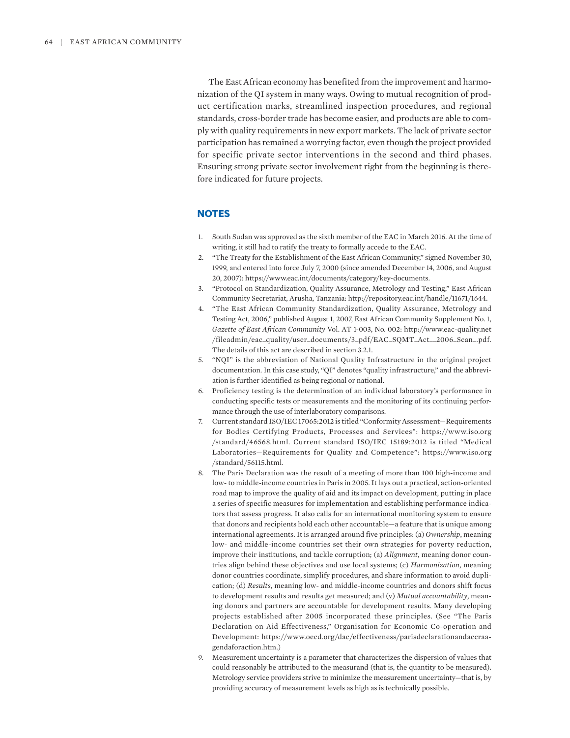The East African economy has benefited from the improvement and harmonization of the QI system in many ways. Owing to mutual recognition of product certification marks, streamlined inspection procedures, and regional standards, cross-border trade has become easier, and products are able to comply with quality requirements in new export markets. The lack of private sector participation has remained a worrying factor, even though the project provided for specific private sector interventions in the second and third phases. Ensuring strong private sector involvement right from the beginning is therefore indicated for future projects.

## NOTES

1. South Sudan was approved as the sixth member of the EAC in March 2016. At the time of writing, it still had to ratify the treaty to formally accede to the EAC.
2. "The Treaty for the Establishment of the East African Community," signed November 30, 1999, and entered into force July 7, 2000 (since amended December 14, 2006, and August 20, 2007): https://www.eac.int/documents/category/key-documents.
3. "Protocol on Standardization, Quality Assurance, Metrology and Testing," East African Community Secretariat, Arusha, Tanzania: http://repository.eac.int/handle/11671/1644.
4. "The East African Community Standardization, Quality Assurance, Metrology and Testing Act, 2006," published August 1, 2007, East African Community Supplement No. 1, *Gazette of East African Community* Vol. AT 1-003, No. 002: http://www.eac-quality.net/fileadmin/eac_quality/user_documents/3_pdf/EAC_SQMT_Act__2006_Scan_.pdf. The details of this act are described in section 3.2.1.
5. "NQI" is the abbreviation of National Quality Infrastructure in the original project documentation. In this case study, "QI" denotes "quality infrastructure," and the abbreviation is further identified as being regional or national.
6. Proficiency testing is the determination of an individual laboratory's performance in conducting specific tests or measurements and the monitoring of its continuing performance through the use of interlaboratory comparisons.
7. Current standard ISO/IEC 17065:2012 is titled "Conformity Assessment—Requirements for Bodies Certifying Products, Processes and Services": https://www.iso.org/standard/46568.html. Current standard ISO/IEC 15189:2012 is titled "Medical Laboratories—Requirements for Quality and Competence": https://www.iso.org/standard/56115.html.
8. The Paris Declaration was the result of a meeting of more than 100 high-income and low- to middle-income countries in Paris in 2005. It lays out a practical, action-oriented road map to improve the quality of aid and its impact on development, putting in place a series of specific measures for implementation and establishing performance indicators that assess progress. It also calls for an international monitoring system to ensure that donors and recipients hold each other accountable—a feature that is unique among international agreements. It is arranged around five principles: (a) *Ownership*, meaning low- and middle-income countries set their own strategies for poverty reduction, improve their institutions, and tackle corruption; (a) *Alignment*, meaning donor countries align behind these objectives and use local systems; (c) *Harmonization*, meaning donor countries coordinate, simplify procedures, and share information to avoid duplication; (d) *Results*, meaning low- and middle-income countries and donors shift focus to development results and results get measured; and (v) *Mutual accountability*, meaning donors and partners are accountable for development results. Many developing projects established after 2005 incorporated these principles. (See "The Paris Declaration on Aid Effectiveness," Organisation for Economic Co-operation and Development: https://www.oecd.org/dac/effectiveness/parisdeclarationandaccraagendaforaction.htm.)
9. Measurement uncertainty is a parameter that characterizes the dispersion of values that could reasonably be attributed to the measurand (that is, the quantity to be measured). Metrology service providers strive to minimize the measurement uncertainty—that is, by providing accuracy of measurement levels as high as is technically possible.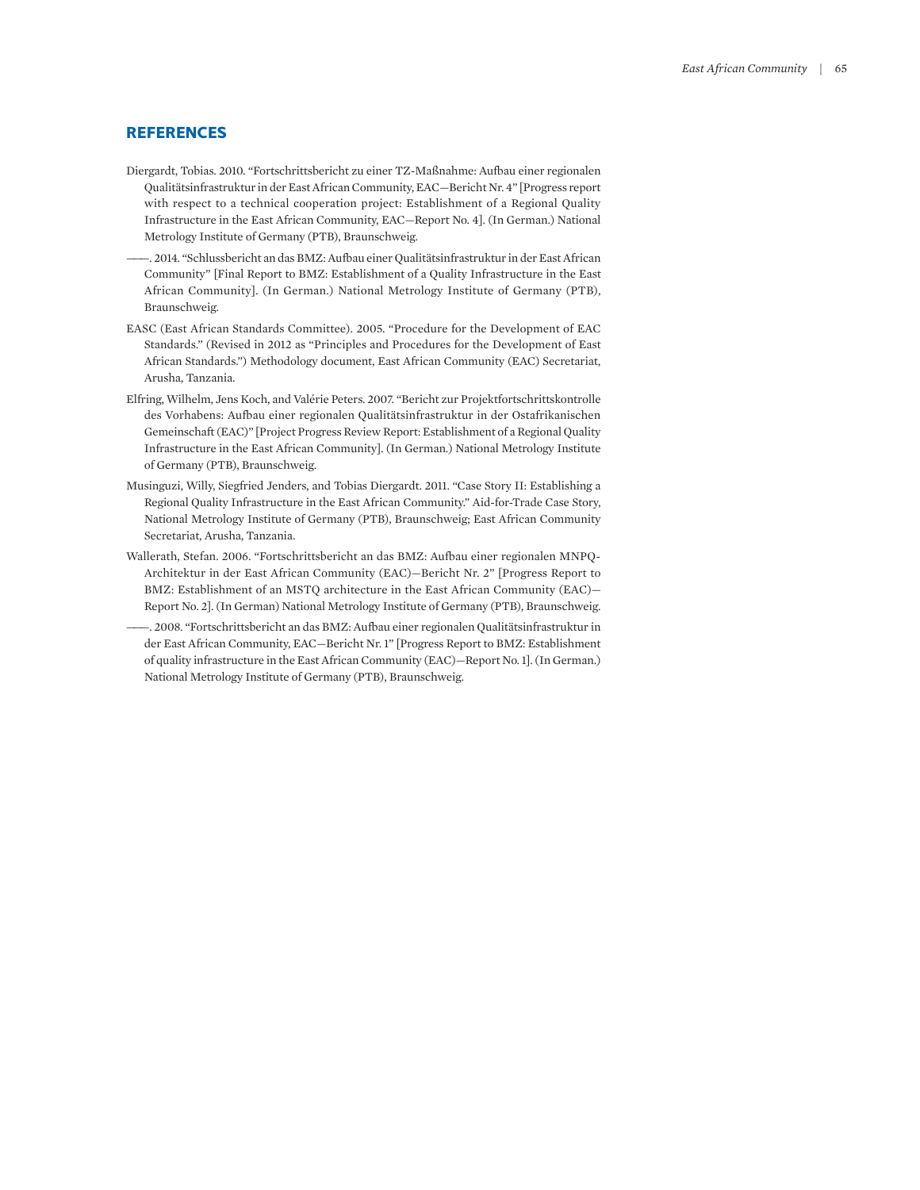## REFERENCES

Diergardt, Tobias. 2010. "Fortschrittsbericht zu einer TZ-Maßnahme: Aufbau einer regionalen Qualitätsinfrastruktur in der East African Community, EAC—Bericht Nr. 4" [Progress report with respect to a technical cooperation project: Establishment of a Regional Quality Infrastructure in the East African Community, EAC—Report No. 4]. (In German.) National Metrology Institute of Germany (PTB), Braunschweig.

———. 2014. "Schlussbericht an das BMZ: Aufbau einer Qualitätsinfrastruktur in der East African Community" [Final Report to BMZ: Establishment of a Quality Infrastructure in the East African Community]. (In German.) National Metrology Institute of Germany (PTB), Braunschweig.

EASC (East African Standards Committee). 2005. "Procedure for the Development of EAC Standards." (Revised in 2012 as "Principles and Procedures for the Development of East African Standards.") Methodology document, East African Community (EAC) Secretariat, Arusha, Tanzania.

Elfring, Wilhelm, Jens Koch, and Valérie Peters. 2007. "Bericht zur Projektfortschrittskontrolle des Vorhabens: Aufbau einer regionalen Qualitätsinfrastruktur in der Ostafrikanischen Gemeinschaft (EAC)" [Project Progress Review Report: Establishment of a Regional Quality Infrastructure in the East African Community]. (In German.) National Metrology Institute of Germany (PTB), Braunschweig.

Musinguzi, Willy, Siegfried Jenders, and Tobias Diergardt. 2011. "Case Story II: Establishing a Regional Quality Infrastructure in the East African Community." Aid-for-Trade Case Story, National Metrology Institute of Germany (PTB), Braunschweig; East African Community Secretariat, Arusha, Tanzania.

Wallerath, Stefan. 2006. "Fortschrittsbericht an das BMZ: Aufbau einer regionalen MNPQ-Architektur in der East African Community (EAC)—Bericht Nr. 2" [Progress Report to BMZ: Establishment of an MSTQ architecture in the East African Community (EAC)—Report No. 2]. (In German) National Metrology Institute of Germany (PTB), Braunschweig.

———. 2008. "Fortschrittsbericht an das BMZ: Aufbau einer regionalen Qualitätsinfrastruktur in der East African Community, EAC—Bericht Nr. 1" [Progress Report to BMZ: Establishment of quality infrastructure in the East African Community (EAC)—Report No. 1]. (In German.) National Metrology Institute of Germany (PTB), Braunschweig.